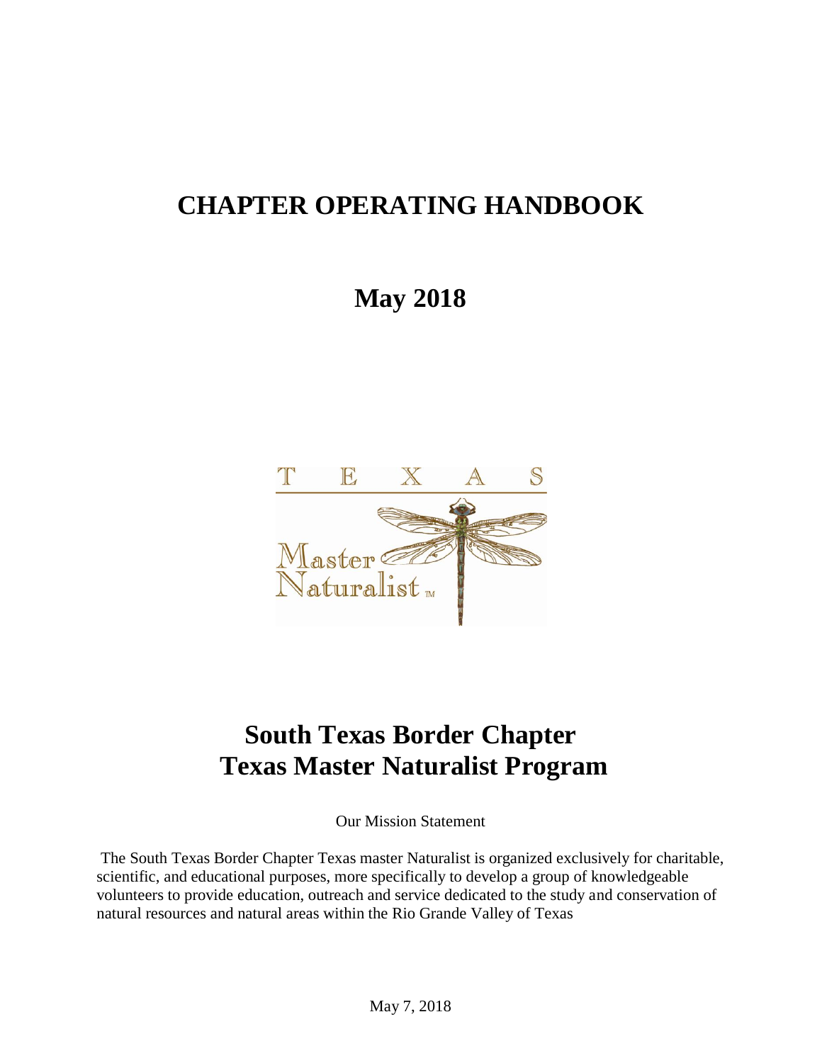# CHAPTER OPERATING HANDBOOK

## May 2018

# South Texas Border Chapter
# Texas Master Naturalist Program

Our Mission Statement

The South Texas Border Chapter Texas master Naturalist is organized exclusively for charitable, scientific, and educational purposes, more specifically to develop a group of knowledgeable volunteers to provide education, outreach and service dedicated to the study and conservation of natural resources and natural areas within the Rio Grande Valley of Texas

May 7, 2018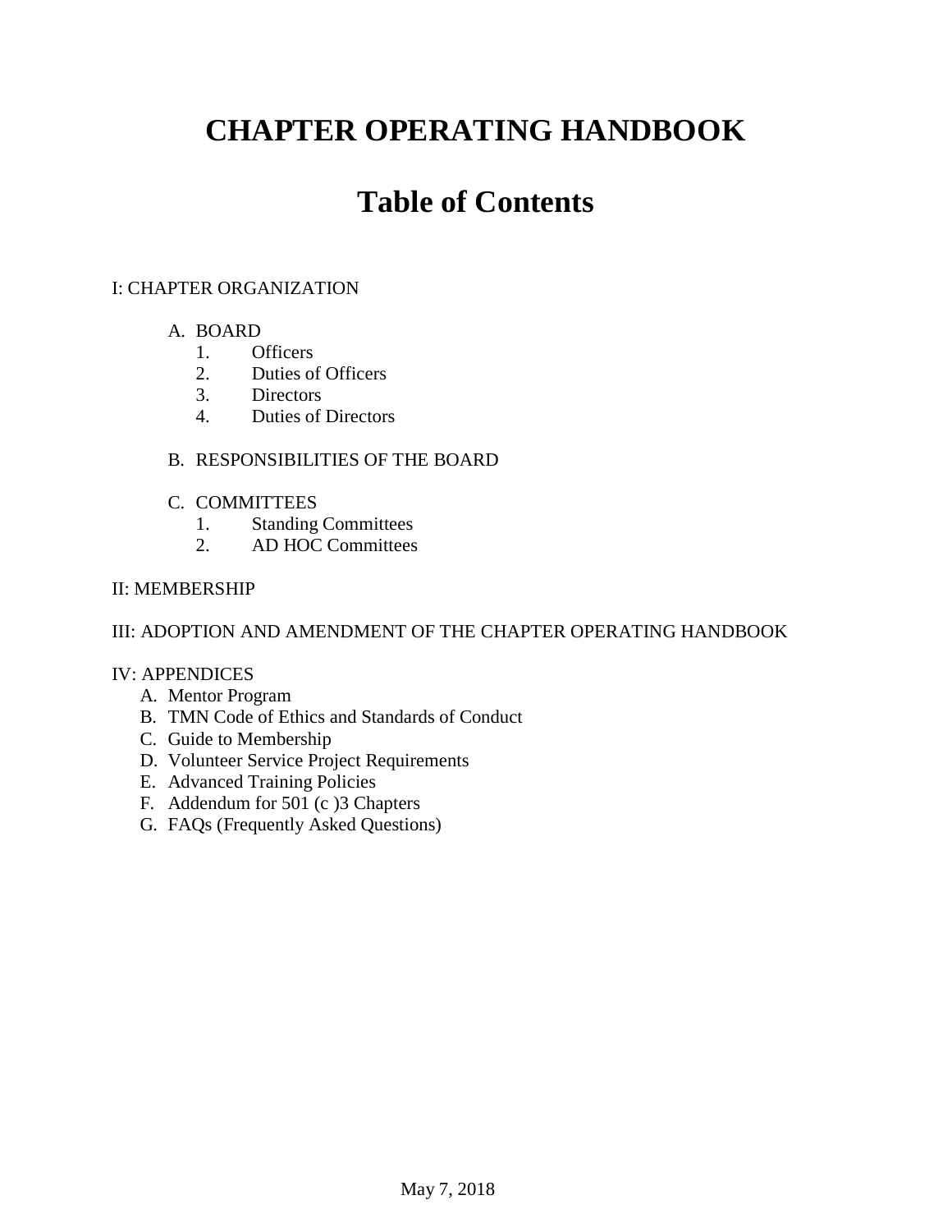# CHAPTER OPERATING HANDBOOK

# Table of Contents

I: CHAPTER ORGANIZATION

- A. BOARD
  1. Officers
  2. Duties of Officers
  3. Directors
  4. Duties of Directors

- B. RESPONSIBILITIES OF THE BOARD

- C. COMMITTEES
  1. Standing Committees
  2. AD HOC Committees

II: MEMBERSHIP

III: ADOPTION AND AMENDMENT OF THE CHAPTER OPERATING HANDBOOK

IV: APPENDICES

- A. Mentor Program
- B. TMN Code of Ethics and Standards of Conduct
- C. Guide to Membership
- D. Volunteer Service Project Requirements
- E. Advanced Training Policies
- F. Addendum for 501 (c )3 Chapters
- G. FAQs (Frequently Asked Questions)

May 7, 2018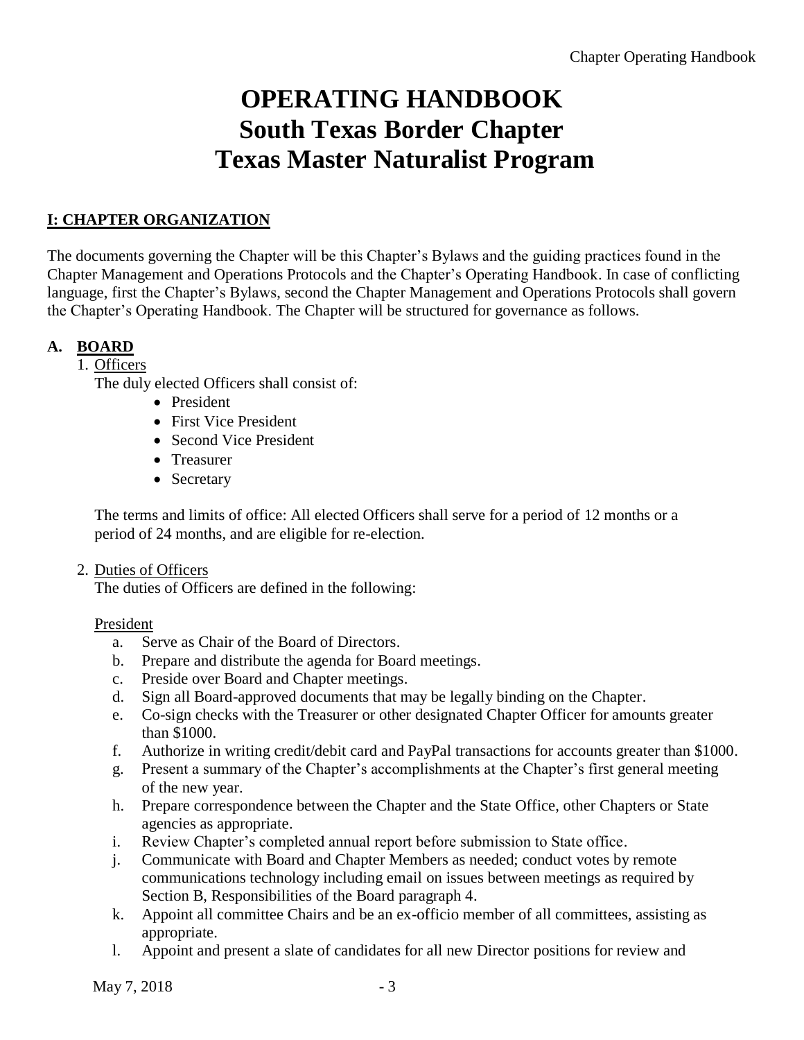# OPERATING HANDBOOK
# South Texas Border Chapter
# Texas Master Naturalist Program

## I: CHAPTER ORGANIZATION

The documents governing the Chapter will be this Chapter's Bylaws and the guiding practices found in the Chapter Management and Operations Protocols and the Chapter's Operating Handbook. In case of conflicting language, first the Chapter's Bylaws, second the Chapter Management and Operations Protocols shall govern the Chapter's Operating Handbook. The Chapter will be structured for governance as follows.

### A. BOARD

1. Officers

   The duly elected Officers shall consist of:

   - President
   - First Vice President
   - Second Vice President
   - Treasurer
   - Secretary

   The terms and limits of office: All elected Officers shall serve for a period of 12 months or a period of 24 months, and are eligible for re-election.

2. Duties of Officers

   The duties of Officers are defined in the following:

   President

   a. Serve as Chair of the Board of Directors.
   b. Prepare and distribute the agenda for Board meetings.
   c. Preside over Board and Chapter meetings.
   d. Sign all Board-approved documents that may be legally binding on the Chapter.
   e. Co-sign checks with the Treasurer or other designated Chapter Officer for amounts greater than $1000.
   f. Authorize in writing credit/debit card and PayPal transactions for accounts greater than $1000.
   g. Present a summary of the Chapter's accomplishments at the Chapter's first general meeting of the new year.
   h. Prepare correspondence between the Chapter and the State Office, other Chapters or State agencies as appropriate.
   i. Review Chapter's completed annual report before submission to State office.
   j. Communicate with Board and Chapter Members as needed; conduct votes by remote communications technology including email on issues between meetings as required by Section B, Responsibilities of the Board paragraph 4.
   k. Appoint all committee Chairs and be an ex-officio member of all committees, assisting as appropriate.
   l. Appoint and present a slate of candidates for all new Director positions for review and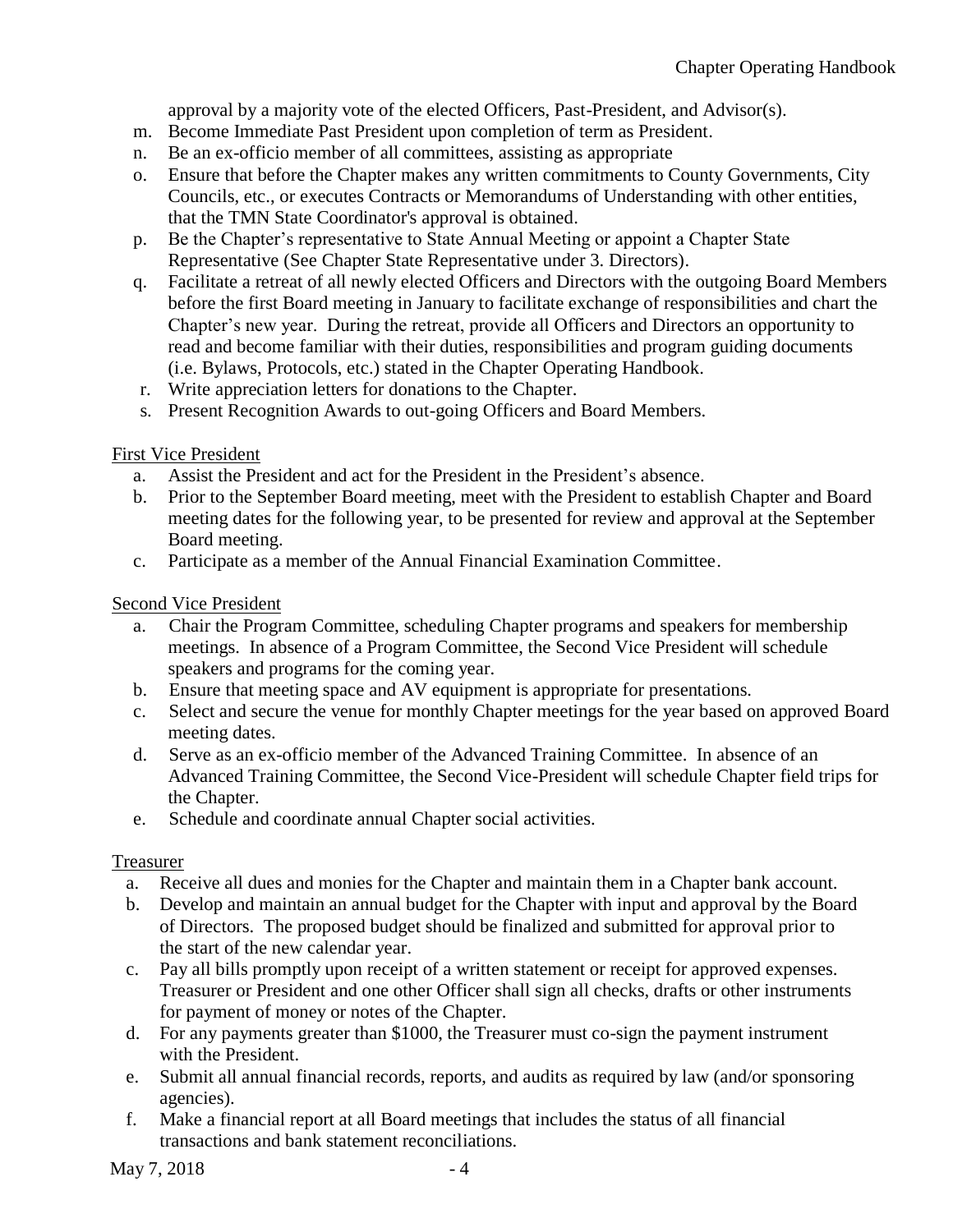approval by a majority vote of the elected Officers, Past-President, and Advisor(s).

m. Become Immediate Past President upon completion of term as President.
n. Be an ex-officio member of all committees, assisting as appropriate
o. Ensure that before the Chapter makes any written commitments to County Governments, City Councils, etc., or executes Contracts or Memorandums of Understanding with other entities, that the TMN State Coordinator's approval is obtained.
p. Be the Chapter's representative to State Annual Meeting or appoint a Chapter State Representative (See Chapter State Representative under 3. Directors).
q. Facilitate a retreat of all newly elected Officers and Directors with the outgoing Board Members before the first Board meeting in January to facilitate exchange of responsibilities and chart the Chapter's new year. During the retreat, provide all Officers and Directors an opportunity to read and become familiar with their duties, responsibilities and program guiding documents (i.e. Bylaws, Protocols, etc.) stated in the Chapter Operating Handbook.
r. Write appreciation letters for donations to the Chapter.
s. Present Recognition Awards to out-going Officers and Board Members.

First Vice President

a. Assist the President and act for the President in the President's absence.
b. Prior to the September Board meeting, meet with the President to establish Chapter and Board meeting dates for the following year, to be presented for review and approval at the September Board meeting.
c. Participate as a member of the Annual Financial Examination Committee.

Second Vice President

a. Chair the Program Committee, scheduling Chapter programs and speakers for membership meetings. In absence of a Program Committee, the Second Vice President will schedule speakers and programs for the coming year.
b. Ensure that meeting space and AV equipment is appropriate for presentations.
c. Select and secure the venue for monthly Chapter meetings for the year based on approved Board meeting dates.
d. Serve as an ex-officio member of the Advanced Training Committee. In absence of an Advanced Training Committee, the Second Vice-President will schedule Chapter field trips for the Chapter.
e. Schedule and coordinate annual Chapter social activities.

Treasurer

a. Receive all dues and monies for the Chapter and maintain them in a Chapter bank account.
b. Develop and maintain an annual budget for the Chapter with input and approval by the Board of Directors. The proposed budget should be finalized and submitted for approval prior to the start of the new calendar year.
c. Pay all bills promptly upon receipt of a written statement or receipt for approved expenses. Treasurer or President and one other Officer shall sign all checks, drafts or other instruments for payment of money or notes of the Chapter.
d. For any payments greater than $1000, the Treasurer must co-sign the payment instrument with the President.
e. Submit all annual financial records, reports, and audits as required by law (and/or sponsoring agencies).
f. Make a financial report at all Board meetings that includes the status of all financial transactions and bank statement reconciliations.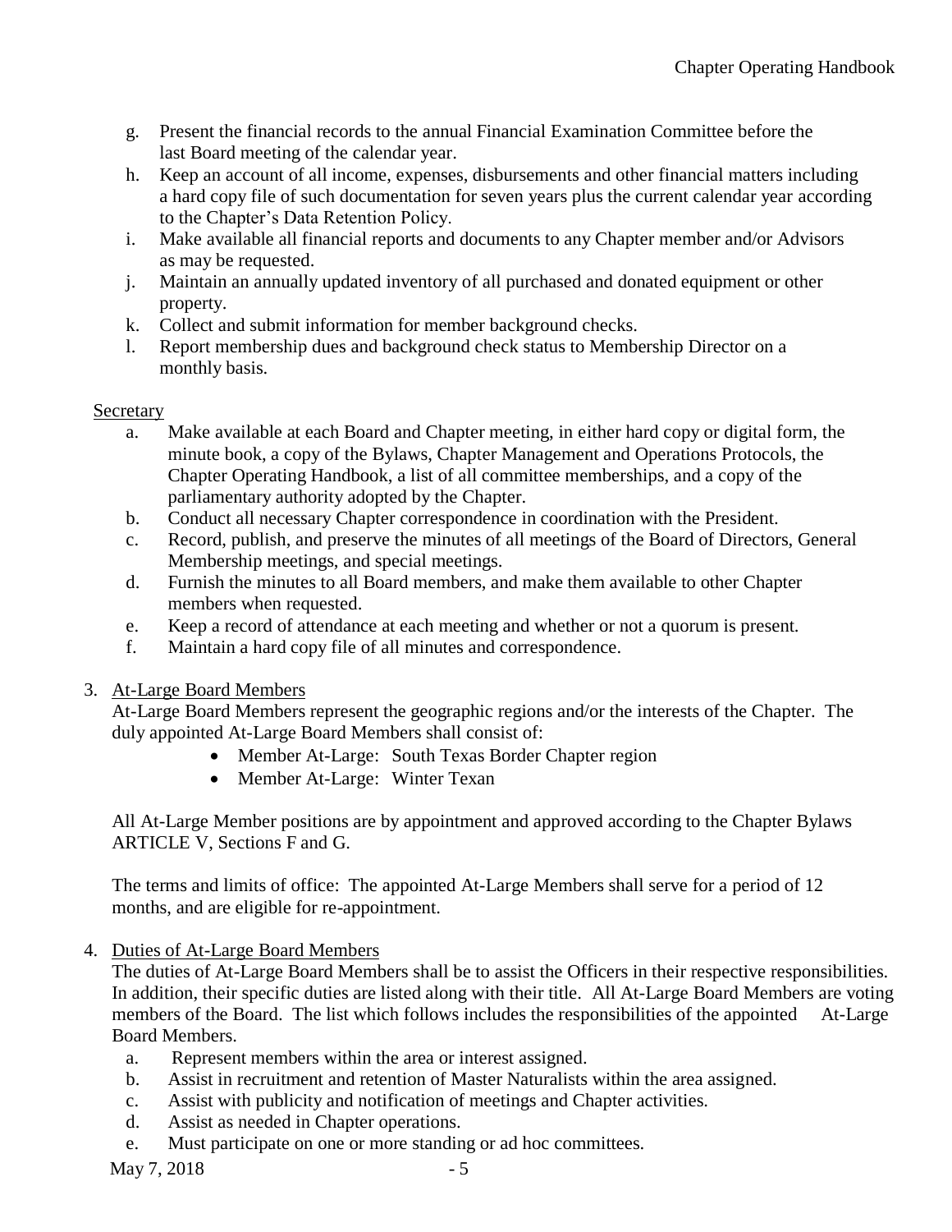g. Present the financial records to the annual Financial Examination Committee before the last Board meeting of the calendar year.
h. Keep an account of all income, expenses, disbursements and other financial matters including a hard copy file of such documentation for seven years plus the current calendar year according to the Chapter's Data Retention Policy.
i. Make available all financial reports and documents to any Chapter member and/or Advisors as may be requested.
j. Maintain an annually updated inventory of all purchased and donated equipment or other property.
k. Collect and submit information for member background checks.
l. Report membership dues and background check status to Membership Director on a monthly basis.

Secretary

a. Make available at each Board and Chapter meeting, in either hard copy or digital form, the minute book, a copy of the Bylaws, Chapter Management and Operations Protocols, the Chapter Operating Handbook, a list of all committee memberships, and a copy of the parliamentary authority adopted by the Chapter.
b. Conduct all necessary Chapter correspondence in coordination with the President.
c. Record, publish, and preserve the minutes of all meetings of the Board of Directors, General Membership meetings, and special meetings.
d. Furnish the minutes to all Board members, and make them available to other Chapter members when requested.
e. Keep a record of attendance at each meeting and whether or not a quorum is present.
f. Maintain a hard copy file of all minutes and correspondence.

3. At-Large Board Members

At-Large Board Members represent the geographic regions and/or the interests of the Chapter. The duly appointed At-Large Board Members shall consist of:

- Member At-Large: South Texas Border Chapter region
- Member At-Large: Winter Texan

All At-Large Member positions are by appointment and approved according to the Chapter Bylaws ARTICLE V, Sections F and G.

The terms and limits of office: The appointed At-Large Members shall serve for a period of 12 months, and are eligible for re-appointment.

4. Duties of At-Large Board Members

The duties of At-Large Board Members shall be to assist the Officers in their respective responsibilities. In addition, their specific duties are listed along with their title. All At-Large Board Members are voting members of the Board. The list which follows includes the responsibilities of the appointed At-Large Board Members.

a. Represent members within the area or interest assigned.
b. Assist in recruitment and retention of Master Naturalists within the area assigned.
c. Assist with publicity and notification of meetings and Chapter activities.
d. Assist as needed in Chapter operations.
e. Must participate on one or more standing or ad hoc committees.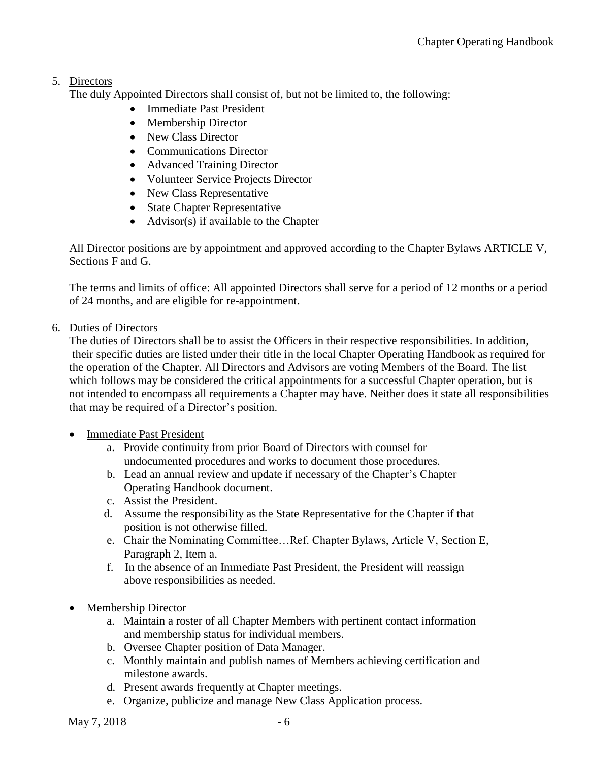5. Directors

   The duly Appointed Directors shall consist of, but not be limited to, the following:

   - Immediate Past President
   - Membership Director
   - New Class Director
   - Communications Director
   - Advanced Training Director
   - Volunteer Service Projects Director
   - New Class Representative
   - State Chapter Representative
   - Advisor(s) if available to the Chapter

   All Director positions are by appointment and approved according to the Chapter Bylaws ARTICLE V, Sections F and G.

   The terms and limits of office: All appointed Directors shall serve for a period of 12 months or a period of 24 months, and are eligible for re-appointment.

6. Duties of Directors

   The duties of Directors shall be to assist the Officers in their respective responsibilities. In addition, their specific duties are listed under their title in the local Chapter Operating Handbook as required for the operation of the Chapter. All Directors and Advisors are voting Members of the Board. The list which follows may be considered the critical appointments for a successful Chapter operation, but is not intended to encompass all requirements a Chapter may have. Neither does it state all responsibilities that may be required of a Director's position.

   - Immediate Past President
     a. Provide continuity from prior Board of Directors with counsel for undocumented procedures and works to document those procedures.
     b. Lead an annual review and update if necessary of the Chapter's Chapter Operating Handbook document.
     c. Assist the President.
     d. Assume the responsibility as the State Representative for the Chapter if that position is not otherwise filled.
     e. Chair the Nominating Committee…Ref. Chapter Bylaws, Article V, Section E, Paragraph 2, Item a.
     f. In the absence of an Immediate Past President, the President will reassign above responsibilities as needed.

   - Membership Director
     a. Maintain a roster of all Chapter Members with pertinent contact information and membership status for individual members.
     b. Oversee Chapter position of Data Manager.
     c. Monthly maintain and publish names of Members achieving certification and milestone awards.
     d. Present awards frequently at Chapter meetings.
     e. Organize, publicize and manage New Class Application process.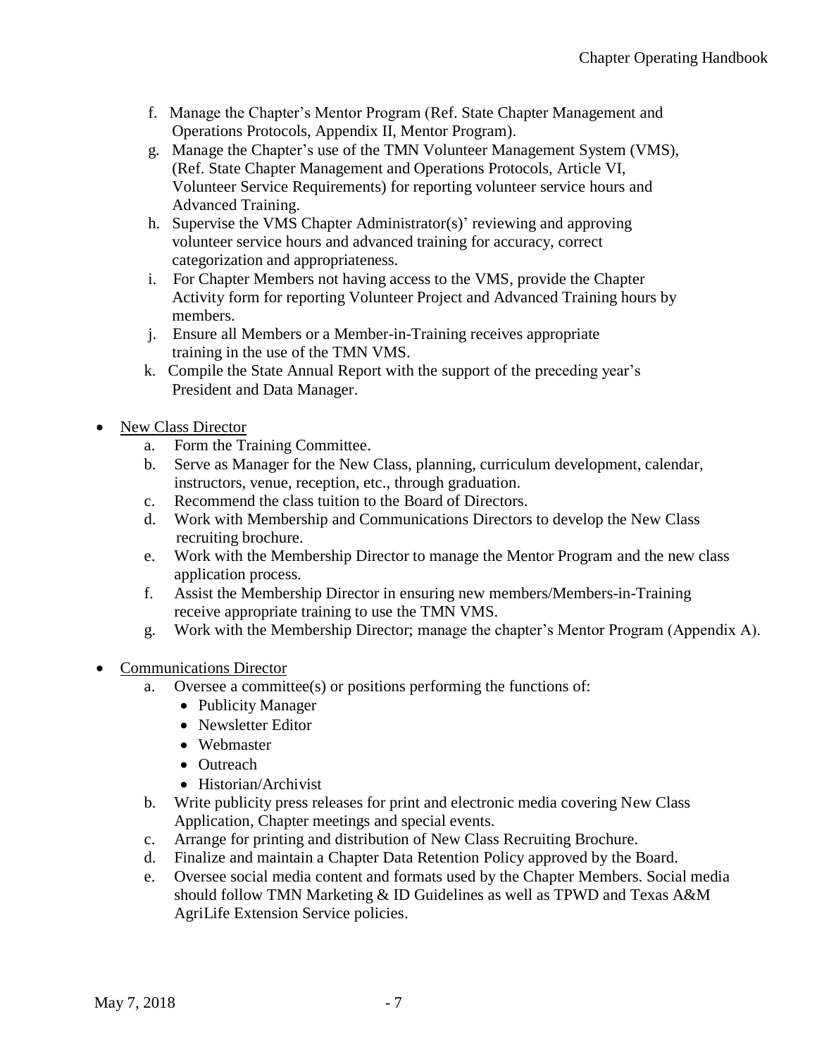f. Manage the Chapter's Mentor Program (Ref. State Chapter Management and Operations Protocols, Appendix II, Mentor Program).

g. Manage the Chapter's use of the TMN Volunteer Management System (VMS), (Ref. State Chapter Management and Operations Protocols, Article VI, Volunteer Service Requirements) for reporting volunteer service hours and Advanced Training.

h. Supervise the VMS Chapter Administrator(s)' reviewing and approving volunteer service hours and advanced training for accuracy, correct categorization and appropriateness.

i. For Chapter Members not having access to the VMS, provide the Chapter Activity form for reporting Volunteer Project and Advanced Training hours by members.

j. Ensure all Members or a Member-in-Training receives appropriate training in the use of the TMN VMS.

k. Compile the State Annual Report with the support of the preceding year's President and Data Manager.

- <u>New Class Director</u>
  a. Form the Training Committee.
  b. Serve as Manager for the New Class, planning, curriculum development, calendar, instructors, venue, reception, etc., through graduation.
  c. Recommend the class tuition to the Board of Directors.
  d. Work with Membership and Communications Directors to develop the New Class recruiting brochure.
  e. Work with the Membership Director to manage the Mentor Program and the new class application process.
  f. Assist the Membership Director in ensuring new members/Members-in-Training receive appropriate training to use the TMN VMS.
  g. Work with the Membership Director; manage the chapter's Mentor Program (Appendix A).

- <u>Communications Director</u>
  a. Oversee a committee(s) or positions performing the functions of:
     - Publicity Manager
     - Newsletter Editor
     - Webmaster
     - Outreach
     - Historian/Archivist
  b. Write publicity press releases for print and electronic media covering New Class Application, Chapter meetings and special events.
  c. Arrange for printing and distribution of New Class Recruiting Brochure.
  d. Finalize and maintain a Chapter Data Retention Policy approved by the Board.
  e. Oversee social media content and formats used by the Chapter Members. Social media should follow TMN Marketing & ID Guidelines as well as TPWD and Texas A&M AgriLife Extension Service policies.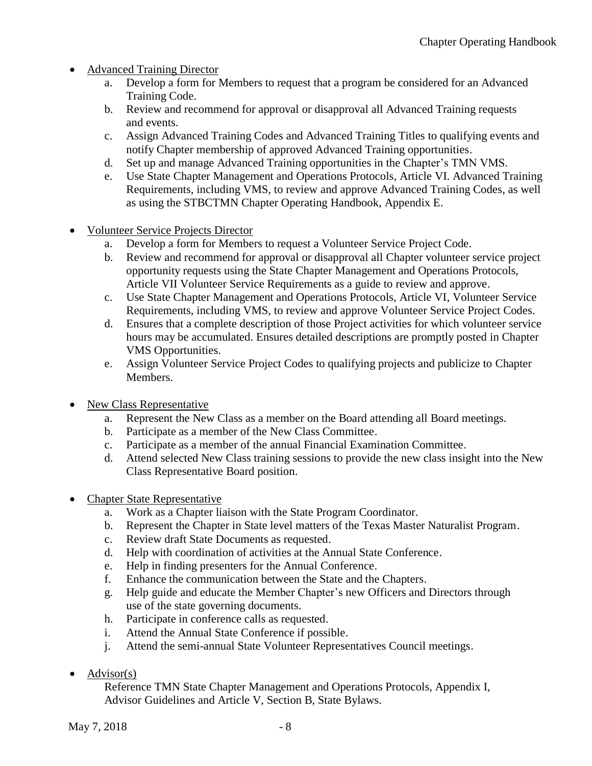- Advanced Training Director
    a. Develop a form for Members to request that a program be considered for an Advanced Training Code.
    b. Review and recommend for approval or disapproval all Advanced Training requests and events.
    c. Assign Advanced Training Codes and Advanced Training Titles to qualifying events and notify Chapter membership of approved Advanced Training opportunities.
    d. Set up and manage Advanced Training opportunities in the Chapter's TMN VMS.
    e. Use State Chapter Management and Operations Protocols, Article VI. Advanced Training Requirements, including VMS, to review and approve Advanced Training Codes, as well as using the STBCTMN Chapter Operating Handbook, Appendix E.

- Volunteer Service Projects Director
    a. Develop a form for Members to request a Volunteer Service Project Code.
    b. Review and recommend for approval or disapproval all Chapter volunteer service project opportunity requests using the State Chapter Management and Operations Protocols, Article VII Volunteer Service Requirements as a guide to review and approve.
    c. Use State Chapter Management and Operations Protocols, Article VI, Volunteer Service Requirements, including VMS, to review and approve Volunteer Service Project Codes.
    d. Ensures that a complete description of those Project activities for which volunteer service hours may be accumulated. Ensures detailed descriptions are promptly posted in Chapter VMS Opportunities.
    e. Assign Volunteer Service Project Codes to qualifying projects and publicize to Chapter Members.

- New Class Representative
    a. Represent the New Class as a member on the Board attending all Board meetings.
    b. Participate as a member of the New Class Committee.
    c. Participate as a member of the annual Financial Examination Committee.
    d. Attend selected New Class training sessions to provide the new class insight into the New Class Representative Board position.

- Chapter State Representative
    a. Work as a Chapter liaison with the State Program Coordinator.
    b. Represent the Chapter in State level matters of the Texas Master Naturalist Program.
    c. Review draft State Documents as requested.
    d. Help with coordination of activities at the Annual State Conference.
    e. Help in finding presenters for the Annual Conference.
    f. Enhance the communication between the State and the Chapters.
    g. Help guide and educate the Member Chapter's new Officers and Directors through use of the state governing documents.
    h. Participate in conference calls as requested.
    i. Attend the Annual State Conference if possible.
    j. Attend the semi-annual State Volunteer Representatives Council meetings.

- Advisor(s)

    Reference TMN State Chapter Management and Operations Protocols, Appendix I, Advisor Guidelines and Article V, Section B, State Bylaws.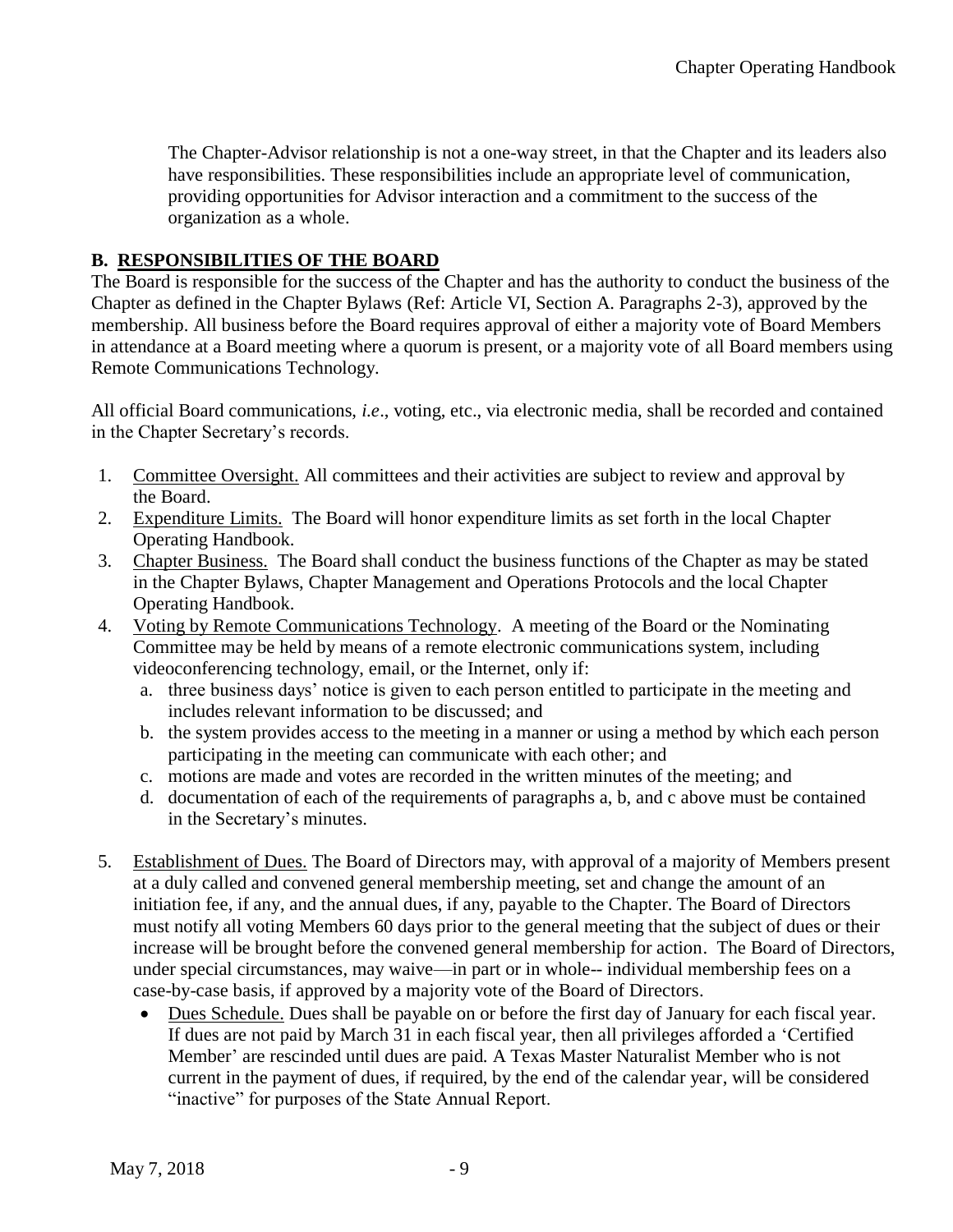The Chapter-Advisor relationship is not a one-way street, in that the Chapter and its leaders also have responsibilities. These responsibilities include an appropriate level of communication, providing opportunities for Advisor interaction and a commitment to the success of the organization as a whole.

## B. RESPONSIBILITIES OF THE BOARD

The Board is responsible for the success of the Chapter and has the authority to conduct the business of the Chapter as defined in the Chapter Bylaws (Ref: Article VI, Section A. Paragraphs 2-3), approved by the membership. All business before the Board requires approval of either a majority vote of Board Members in attendance at a Board meeting where a quorum is present, or a majority vote of all Board members using Remote Communications Technology.

All official Board communications, *i.e*., voting, etc., via electronic media, shall be recorded and contained in the Chapter Secretary's records.

1. Committee Oversight. All committees and their activities are subject to review and approval by the Board.
2. Expenditure Limits. The Board will honor expenditure limits as set forth in the local Chapter Operating Handbook.
3. Chapter Business. The Board shall conduct the business functions of the Chapter as may be stated in the Chapter Bylaws, Chapter Management and Operations Protocols and the local Chapter Operating Handbook.
4. Voting by Remote Communications Technology. A meeting of the Board or the Nominating Committee may be held by means of a remote electronic communications system, including videoconferencing technology, email, or the Internet, only if:
   a. three business days' notice is given to each person entitled to participate in the meeting and includes relevant information to be discussed; and
   b. the system provides access to the meeting in a manner or using a method by which each person participating in the meeting can communicate with each other; and
   c. motions are made and votes are recorded in the written minutes of the meeting; and
   d. documentation of each of the requirements of paragraphs a, b, and c above must be contained in the Secretary's minutes.
5. Establishment of Dues. The Board of Directors may, with approval of a majority of Members present at a duly called and convened general membership meeting, set and change the amount of an initiation fee, if any, and the annual dues, if any, payable to the Chapter. The Board of Directors must notify all voting Members 60 days prior to the general meeting that the subject of dues or their increase will be brought before the convened general membership for action. The Board of Directors, under special circumstances, may waive—in part or in whole-- individual membership fees on a case-by-case basis, if approved by a majority vote of the Board of Directors.
   - Dues Schedule. Dues shall be payable on or before the first day of January for each fiscal year. If dues are not paid by March 31 in each fiscal year, then all privileges afforded a 'Certified Member' are rescinded until dues are paid. A Texas Master Naturalist Member who is not current in the payment of dues, if required, by the end of the calendar year, will be considered "inactive" for purposes of the State Annual Report.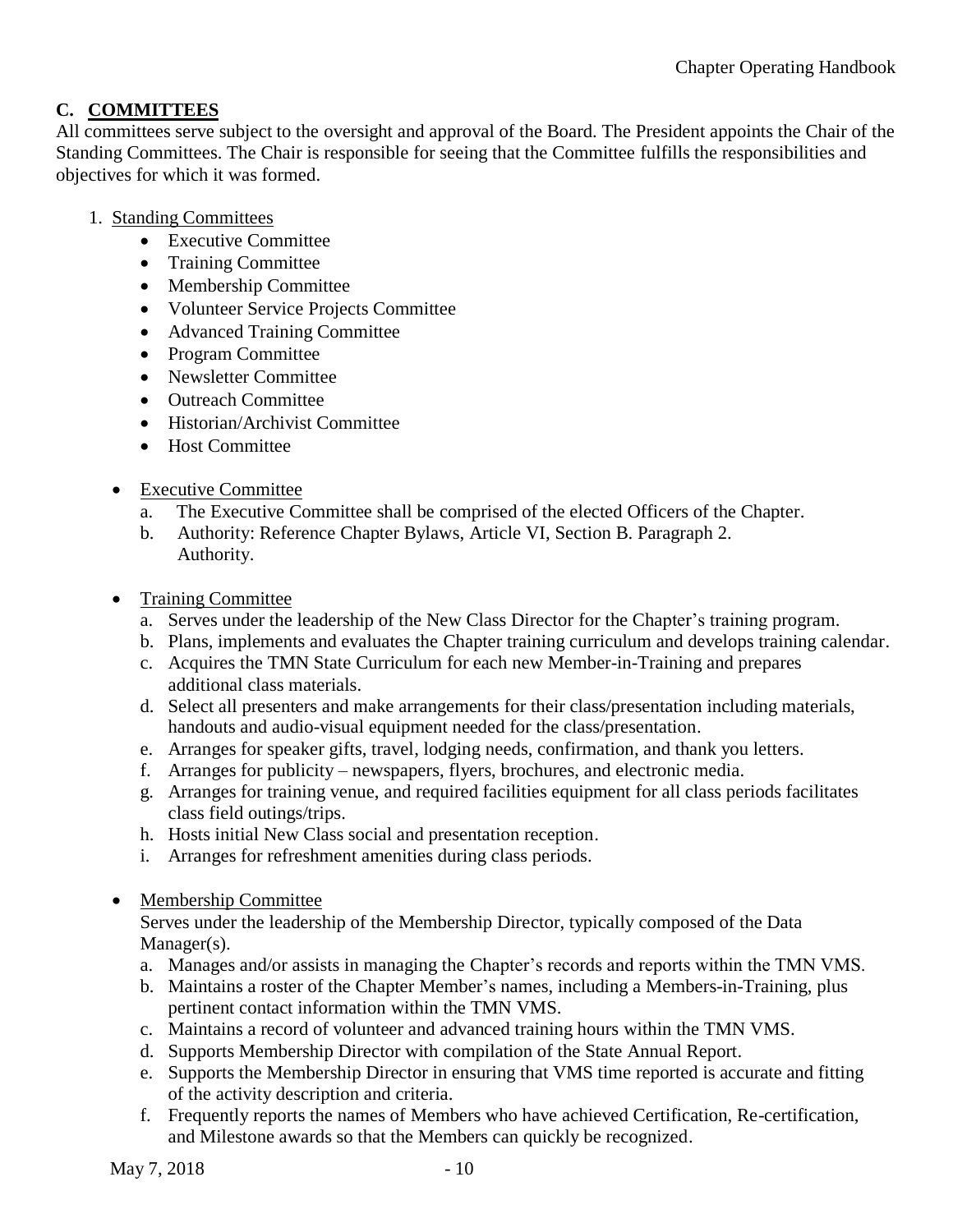## C. COMMITTEES

All committees serve subject to the oversight and approval of the Board. The President appoints the Chair of the Standing Committees. The Chair is responsible for seeing that the Committee fulfills the responsibilities and objectives for which it was formed.

1. Standing Committees
   - Executive Committee
   - Training Committee
   - Membership Committee
   - Volunteer Service Projects Committee
   - Advanced Training Committee
   - Program Committee
   - Newsletter Committee
   - Outreach Committee
   - Historian/Archivist Committee
   - Host Committee

- Executive Committee
  a. The Executive Committee shall be comprised of the elected Officers of the Chapter.
  b. Authority: Reference Chapter Bylaws, Article VI, Section B. Paragraph 2. Authority.

- Training Committee
  a. Serves under the leadership of the New Class Director for the Chapter's training program.
  b. Plans, implements and evaluates the Chapter training curriculum and develops training calendar.
  c. Acquires the TMN State Curriculum for each new Member-in-Training and prepares additional class materials.
  d. Select all presenters and make arrangements for their class/presentation including materials, handouts and audio-visual equipment needed for the class/presentation.
  e. Arranges for speaker gifts, travel, lodging needs, confirmation, and thank you letters.
  f. Arranges for publicity – newspapers, flyers, brochures, and electronic media.
  g. Arranges for training venue, and required facilities equipment for all class periods facilitates class field outings/trips.
  h. Hosts initial New Class social and presentation reception.
  i. Arranges for refreshment amenities during class periods.

- Membership Committee

  Serves under the leadership of the Membership Director, typically composed of the Data Manager(s).
  a. Manages and/or assists in managing the Chapter's records and reports within the TMN VMS.
  b. Maintains a roster of the Chapter Member's names, including a Members-in-Training, plus pertinent contact information within the TMN VMS.
  c. Maintains a record of volunteer and advanced training hours within the TMN VMS.
  d. Supports Membership Director with compilation of the State Annual Report.
  e. Supports the Membership Director in ensuring that VMS time reported is accurate and fitting of the activity description and criteria.
  f. Frequently reports the names of Members who have achieved Certification, Re-certification, and Milestone awards so that the Members can quickly be recognized.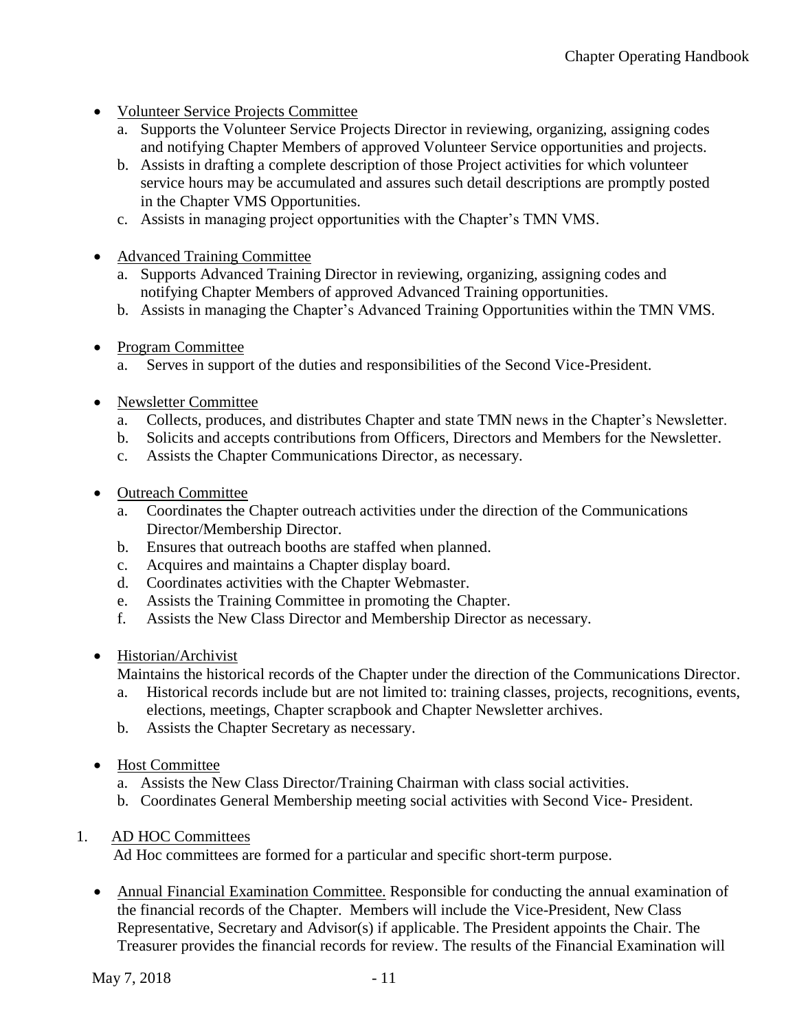- Volunteer Service Projects Committee
  a. Supports the Volunteer Service Projects Director in reviewing, organizing, assigning codes and notifying Chapter Members of approved Volunteer Service opportunities and projects.
  b. Assists in drafting a complete description of those Project activities for which volunteer service hours may be accumulated and assures such detail descriptions are promptly posted in the Chapter VMS Opportunities.
  c. Assists in managing project opportunities with the Chapter's TMN VMS.

- Advanced Training Committee
  a. Supports Advanced Training Director in reviewing, organizing, assigning codes and notifying Chapter Members of approved Advanced Training opportunities.
  b. Assists in managing the Chapter's Advanced Training Opportunities within the TMN VMS.

- Program Committee
  a. Serves in support of the duties and responsibilities of the Second Vice-President.

- Newsletter Committee
  a. Collects, produces, and distributes Chapter and state TMN news in the Chapter's Newsletter.
  b. Solicits and accepts contributions from Officers, Directors and Members for the Newsletter.
  c. Assists the Chapter Communications Director, as necessary.

- Outreach Committee
  a. Coordinates the Chapter outreach activities under the direction of the Communications Director/Membership Director.
  b. Ensures that outreach booths are staffed when planned.
  c. Acquires and maintains a Chapter display board.
  d. Coordinates activities with the Chapter Webmaster.
  e. Assists the Training Committee in promoting the Chapter.
  f. Assists the New Class Director and Membership Director as necessary.

- Historian/Archivist

  Maintains the historical records of the Chapter under the direction of the Communications Director.
  a. Historical records include but are not limited to: training classes, projects, recognitions, events, elections, meetings, Chapter scrapbook and Chapter Newsletter archives.
  b. Assists the Chapter Secretary as necessary.

- Host Committee
  a. Assists the New Class Director/Training Chairman with class social activities.
  b. Coordinates General Membership meeting social activities with Second Vice- President.

1. AD HOC Committees

   Ad Hoc committees are formed for a particular and specific short-term purpose.

- Annual Financial Examination Committee. Responsible for conducting the annual examination of the financial records of the Chapter. Members will include the Vice-President, New Class Representative, Secretary and Advisor(s) if applicable. The President appoints the Chair. The Treasurer provides the financial records for review. The results of the Financial Examination will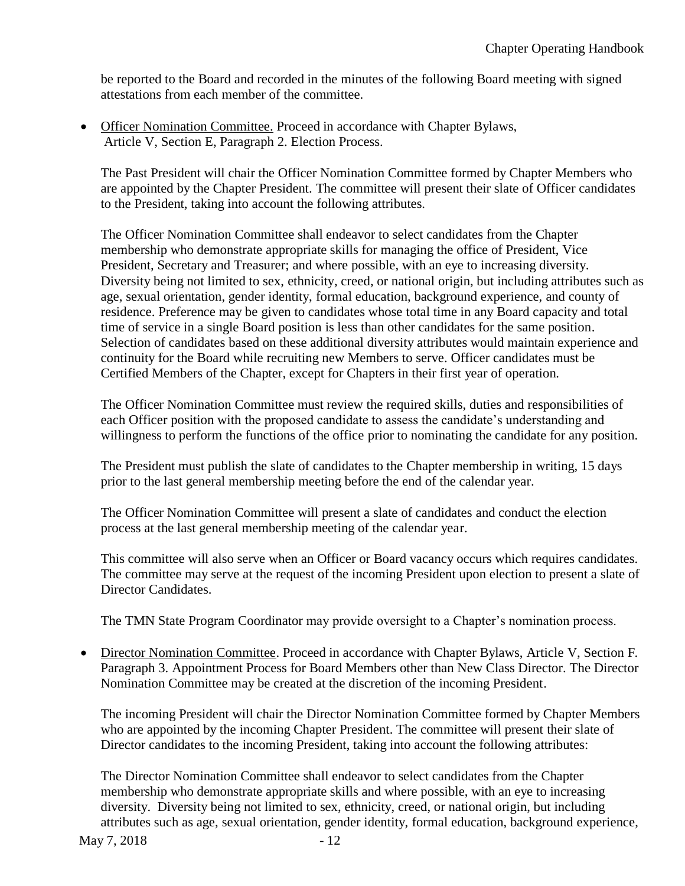be reported to the Board and recorded in the minutes of the following Board meeting with signed attestations from each member of the committee.

- Officer Nomination Committee. Proceed in accordance with Chapter Bylaws, Article V, Section E, Paragraph 2. Election Process.

  The Past President will chair the Officer Nomination Committee formed by Chapter Members who are appointed by the Chapter President. The committee will present their slate of Officer candidates to the President, taking into account the following attributes.

  The Officer Nomination Committee shall endeavor to select candidates from the Chapter membership who demonstrate appropriate skills for managing the office of President, Vice President, Secretary and Treasurer; and where possible, with an eye to increasing diversity. Diversity being not limited to sex, ethnicity, creed, or national origin, but including attributes such as age, sexual orientation, gender identity, formal education, background experience, and county of residence. Preference may be given to candidates whose total time in any Board capacity and total time of service in a single Board position is less than other candidates for the same position. Selection of candidates based on these additional diversity attributes would maintain experience and continuity for the Board while recruiting new Members to serve. Officer candidates must be Certified Members of the Chapter, except for Chapters in their first year of operation.

  The Officer Nomination Committee must review the required skills, duties and responsibilities of each Officer position with the proposed candidate to assess the candidate's understanding and willingness to perform the functions of the office prior to nominating the candidate for any position.

  The President must publish the slate of candidates to the Chapter membership in writing, 15 days prior to the last general membership meeting before the end of the calendar year.

  The Officer Nomination Committee will present a slate of candidates and conduct the election process at the last general membership meeting of the calendar year.

  This committee will also serve when an Officer or Board vacancy occurs which requires candidates. The committee may serve at the request of the incoming President upon election to present a slate of Director Candidates.

  The TMN State Program Coordinator may provide oversight to a Chapter's nomination process.

- Director Nomination Committee. Proceed in accordance with Chapter Bylaws, Article V, Section F. Paragraph 3. Appointment Process for Board Members other than New Class Director. The Director Nomination Committee may be created at the discretion of the incoming President.

  The incoming President will chair the Director Nomination Committee formed by Chapter Members who are appointed by the incoming Chapter President. The committee will present their slate of Director candidates to the incoming President, taking into account the following attributes:

  The Director Nomination Committee shall endeavor to select candidates from the Chapter membership who demonstrate appropriate skills and where possible, with an eye to increasing diversity. Diversity being not limited to sex, ethnicity, creed, or national origin, but including attributes such as age, sexual orientation, gender identity, formal education, background experience,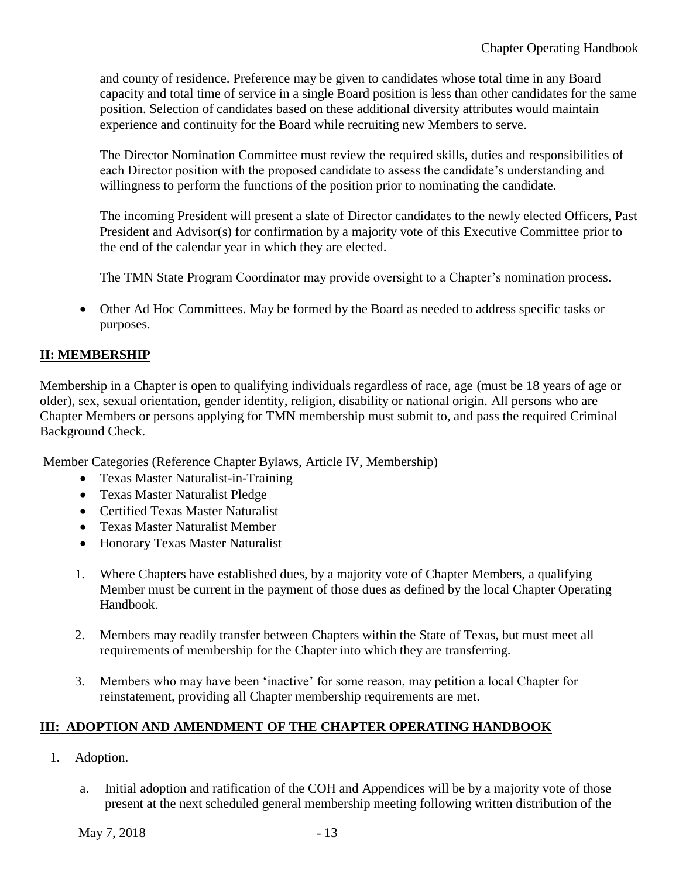and county of residence. Preference may be given to candidates whose total time in any Board capacity and total time of service in a single Board position is less than other candidates for the same position. Selection of candidates based on these additional diversity attributes would maintain experience and continuity for the Board while recruiting new Members to serve.

The Director Nomination Committee must review the required skills, duties and responsibilities of each Director position with the proposed candidate to assess the candidate's understanding and willingness to perform the functions of the position prior to nominating the candidate.

The incoming President will present a slate of Director candidates to the newly elected Officers, Past President and Advisor(s) for confirmation by a majority vote of this Executive Committee prior to the end of the calendar year in which they are elected.

The TMN State Program Coordinator may provide oversight to a Chapter's nomination process.

- Other Ad Hoc Committees. May be formed by the Board as needed to address specific tasks or purposes.

## II: MEMBERSHIP

Membership in a Chapter is open to qualifying individuals regardless of race, age (must be 18 years of age or older), sex, sexual orientation, gender identity, religion, disability or national origin. All persons who are Chapter Members or persons applying for TMN membership must submit to, and pass the required Criminal Background Check.

Member Categories (Reference Chapter Bylaws, Article IV, Membership)

- Texas Master Naturalist-in-Training
- Texas Master Naturalist Pledge
- Certified Texas Master Naturalist
- Texas Master Naturalist Member
- Honorary Texas Master Naturalist

1. Where Chapters have established dues, by a majority vote of Chapter Members, a qualifying Member must be current in the payment of those dues as defined by the local Chapter Operating Handbook.
2. Members may readily transfer between Chapters within the State of Texas, but must meet all requirements of membership for the Chapter into which they are transferring.
3. Members who may have been 'inactive' for some reason, may petition a local Chapter for reinstatement, providing all Chapter membership requirements are met.

## III: ADOPTION AND AMENDMENT OF THE CHAPTER OPERATING HANDBOOK

1. Adoption.

   a. Initial adoption and ratification of the COH and Appendices will be by a majority vote of those present at the next scheduled general membership meeting following written distribution of the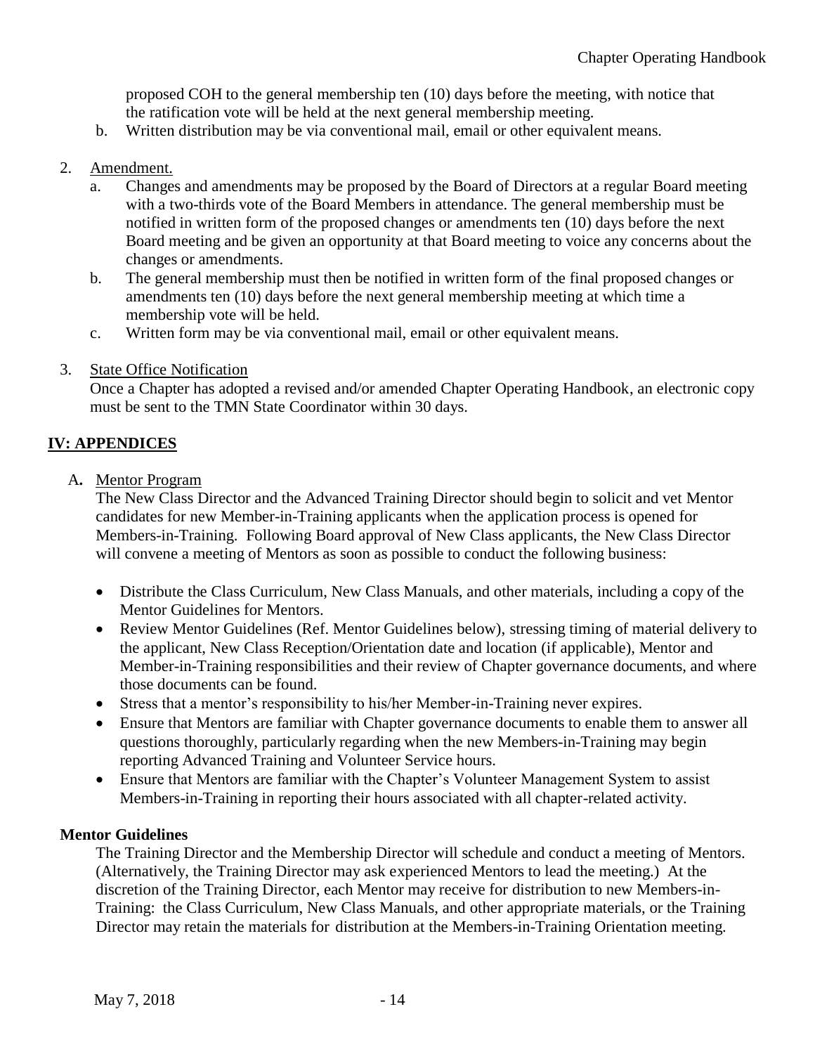proposed COH to the general membership ten (10) days before the meeting, with notice that the ratification vote will be held at the next general membership meeting.

b. Written distribution may be via conventional mail, email or other equivalent means.

2. Amendment.
   a. Changes and amendments may be proposed by the Board of Directors at a regular Board meeting with a two-thirds vote of the Board Members in attendance. The general membership must be notified in written form of the proposed changes or amendments ten (10) days before the next Board meeting and be given an opportunity at that Board meeting to voice any concerns about the changes or amendments.
   b. The general membership must then be notified in written form of the final proposed changes or amendments ten (10) days before the next general membership meeting at which time a membership vote will be held.
   c. Written form may be via conventional mail, email or other equivalent means.

3. State Office Notification
   Once a Chapter has adopted a revised and/or amended Chapter Operating Handbook, an electronic copy must be sent to the TMN State Coordinator within 30 days.

## IV: APPENDICES

A. Mentor Program

The New Class Director and the Advanced Training Director should begin to solicit and vet Mentor candidates for new Member-in-Training applicants when the application process is opened for Members-in-Training. Following Board approval of New Class applicants, the New Class Director will convene a meeting of Mentors as soon as possible to conduct the following business:

- Distribute the Class Curriculum, New Class Manuals, and other materials, including a copy of the Mentor Guidelines for Mentors.
- Review Mentor Guidelines (Ref. Mentor Guidelines below), stressing timing of material delivery to the applicant, New Class Reception/Orientation date and location (if applicable), Mentor and Member-in-Training responsibilities and their review of Chapter governance documents, and where those documents can be found.
- Stress that a mentor's responsibility to his/her Member-in-Training never expires.
- Ensure that Mentors are familiar with Chapter governance documents to enable them to answer all questions thoroughly, particularly regarding when the new Members-in-Training may begin reporting Advanced Training and Volunteer Service hours.
- Ensure that Mentors are familiar with the Chapter's Volunteer Management System to assist Members-in-Training in reporting their hours associated with all chapter-related activity.

**Mentor Guidelines**

The Training Director and the Membership Director will schedule and conduct a meeting of Mentors. (Alternatively, the Training Director may ask experienced Mentors to lead the meeting.) At the discretion of the Training Director, each Mentor may receive for distribution to new Members-in-Training: the Class Curriculum, New Class Manuals, and other appropriate materials, or the Training Director may retain the materials for distribution at the Members-in-Training Orientation meeting.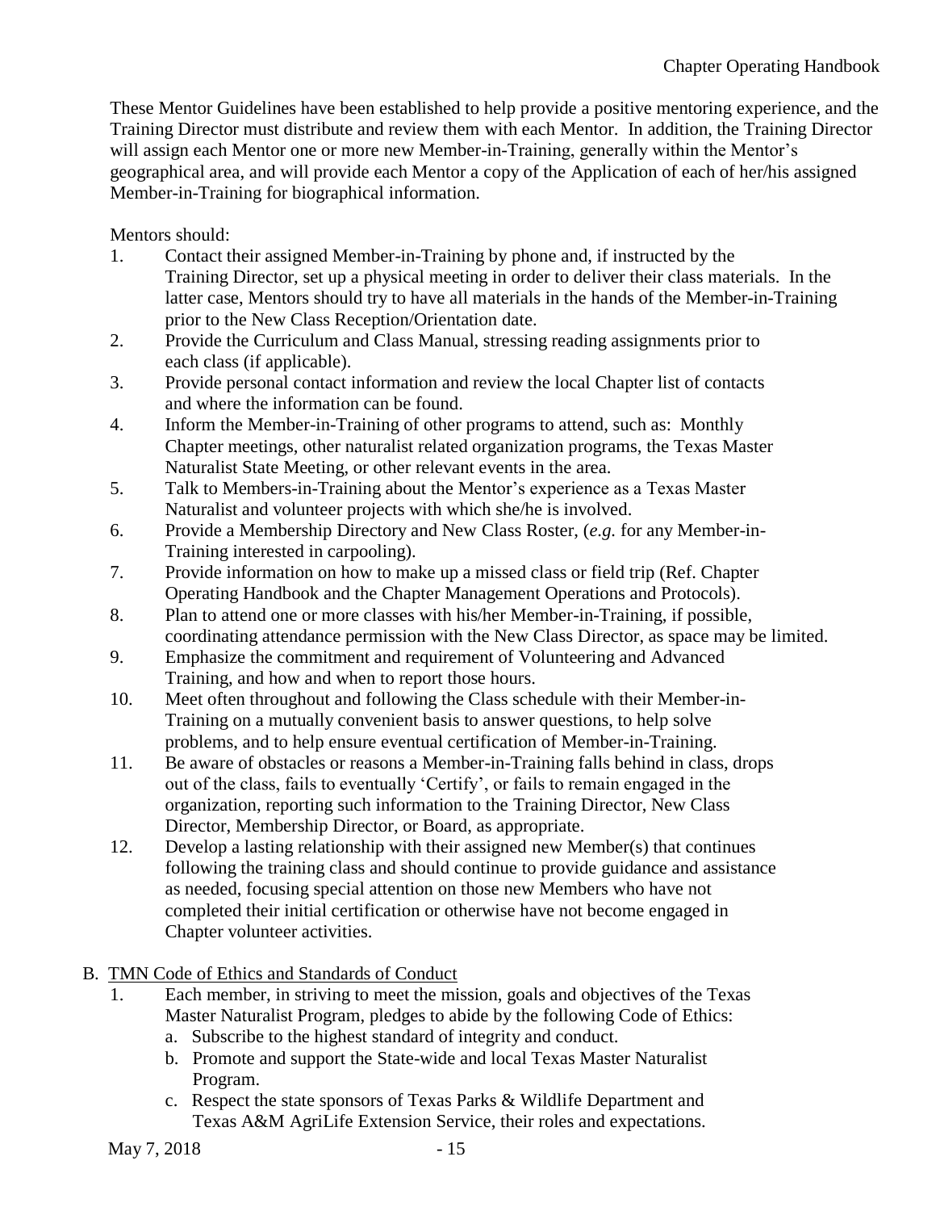These Mentor Guidelines have been established to help provide a positive mentoring experience, and the Training Director must distribute and review them with each Mentor. In addition, the Training Director will assign each Mentor one or more new Member-in-Training, generally within the Mentor's geographical area, and will provide each Mentor a copy of the Application of each of her/his assigned Member-in-Training for biographical information.

Mentors should:

1. Contact their assigned Member-in-Training by phone and, if instructed by the Training Director, set up a physical meeting in order to deliver their class materials. In the latter case, Mentors should try to have all materials in the hands of the Member-in-Training prior to the New Class Reception/Orientation date.
2. Provide the Curriculum and Class Manual, stressing reading assignments prior to each class (if applicable).
3. Provide personal contact information and review the local Chapter list of contacts and where the information can be found.
4. Inform the Member-in-Training of other programs to attend, such as: Monthly Chapter meetings, other naturalist related organization programs, the Texas Master Naturalist State Meeting, or other relevant events in the area.
5. Talk to Members-in-Training about the Mentor's experience as a Texas Master Naturalist and volunteer projects with which she/he is involved.
6. Provide a Membership Directory and New Class Roster, (*e.g.* for any Member-in-Training interested in carpooling).
7. Provide information on how to make up a missed class or field trip (Ref. Chapter Operating Handbook and the Chapter Management Operations and Protocols).
8. Plan to attend one or more classes with his/her Member-in-Training, if possible, coordinating attendance permission with the New Class Director, as space may be limited.
9. Emphasize the commitment and requirement of Volunteering and Advanced Training, and how and when to report those hours.
10. Meet often throughout and following the Class schedule with their Member-in-Training on a mutually convenient basis to answer questions, to help solve problems, and to help ensure eventual certification of Member-in-Training.
11. Be aware of obstacles or reasons a Member-in-Training falls behind in class, drops out of the class, fails to eventually 'Certify', or fails to remain engaged in the organization, reporting such information to the Training Director, New Class Director, Membership Director, or Board, as appropriate.
12. Develop a lasting relationship with their assigned new Member(s) that continues following the training class and should continue to provide guidance and assistance as needed, focusing special attention on those new Members who have not completed their initial certification or otherwise have not become engaged in Chapter volunteer activities.

B. <u>TMN Code of Ethics and Standards of Conduct</u>

1. Each member, in striving to meet the mission, goals and objectives of the Texas Master Naturalist Program, pledges to abide by the following Code of Ethics:
   a. Subscribe to the highest standard of integrity and conduct.
   b. Promote and support the State-wide and local Texas Master Naturalist Program.
   c. Respect the state sponsors of Texas Parks & Wildlife Department and Texas A&M AgriLife Extension Service, their roles and expectations.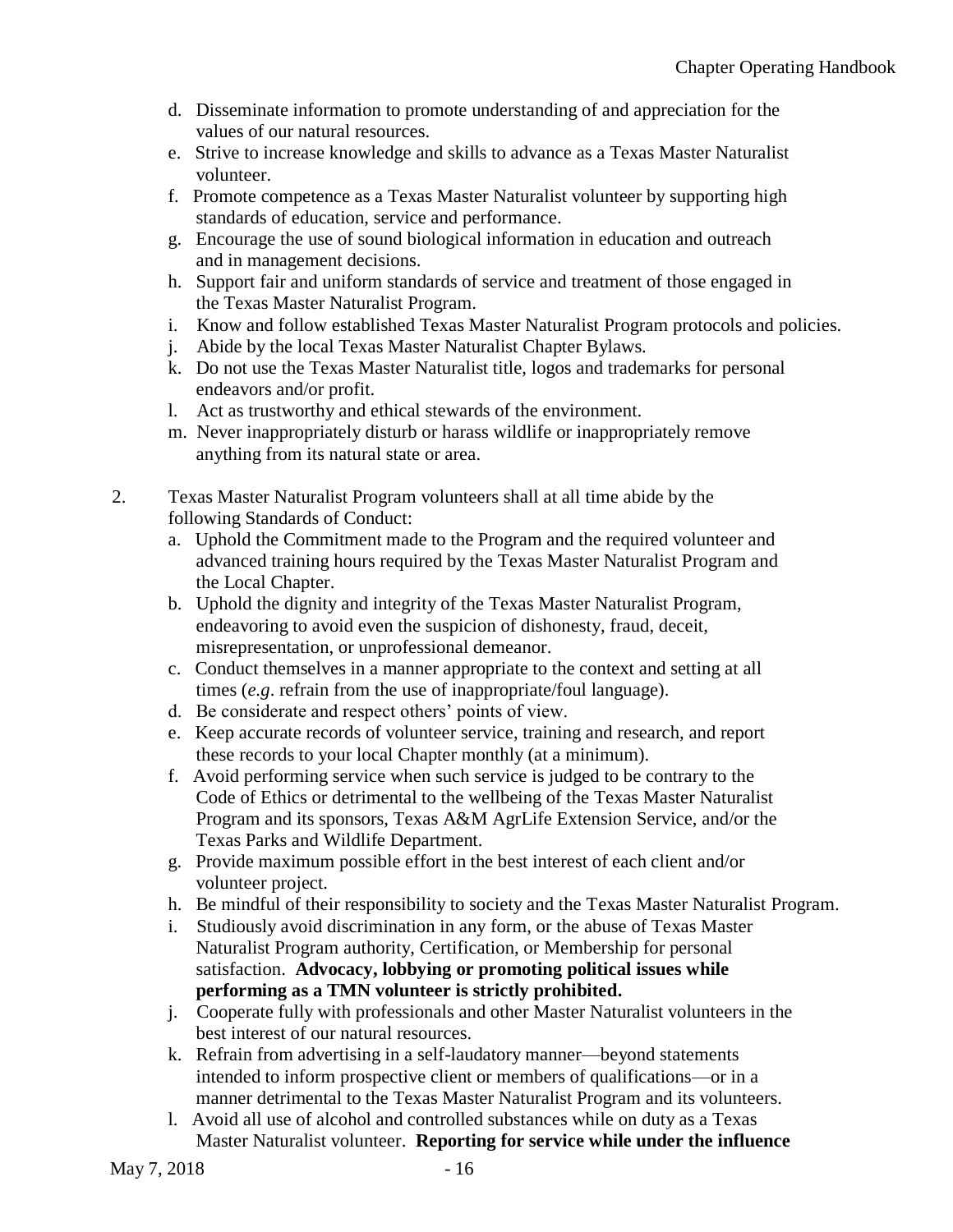d. Disseminate information to promote understanding of and appreciation for the values of our natural resources.
e. Strive to increase knowledge and skills to advance as a Texas Master Naturalist volunteer.
f. Promote competence as a Texas Master Naturalist volunteer by supporting high standards of education, service and performance.
g. Encourage the use of sound biological information in education and outreach and in management decisions.
h. Support fair and uniform standards of service and treatment of those engaged in the Texas Master Naturalist Program.
i. Know and follow established Texas Master Naturalist Program protocols and policies.
j. Abide by the local Texas Master Naturalist Chapter Bylaws.
k. Do not use the Texas Master Naturalist title, logos and trademarks for personal endeavors and/or profit.
l. Act as trustworthy and ethical stewards of the environment.
m. Never inappropriately disturb or harass wildlife or inappropriately remove anything from its natural state or area.

2. Texas Master Naturalist Program volunteers shall at all time abide by the following Standards of Conduct:
   a. Uphold the Commitment made to the Program and the required volunteer and advanced training hours required by the Texas Master Naturalist Program and the Local Chapter.
   b. Uphold the dignity and integrity of the Texas Master Naturalist Program, endeavoring to avoid even the suspicion of dishonesty, fraud, deceit, misrepresentation, or unprofessional demeanor.
   c. Conduct themselves in a manner appropriate to the context and setting at all times (*e.g*. refrain from the use of inappropriate/foul language).
   d. Be considerate and respect others' points of view.
   e. Keep accurate records of volunteer service, training and research, and report these records to your local Chapter monthly (at a minimum).
   f. Avoid performing service when such service is judged to be contrary to the Code of Ethics or detrimental to the wellbeing of the Texas Master Naturalist Program and its sponsors, Texas A&M AgrLife Extension Service, and/or the Texas Parks and Wildlife Department.
   g. Provide maximum possible effort in the best interest of each client and/or volunteer project.
   h. Be mindful of their responsibility to society and the Texas Master Naturalist Program.
   i. Studiously avoid discrimination in any form, or the abuse of Texas Master Naturalist Program authority, Certification, or Membership for personal satisfaction. **Advocacy, lobbying or promoting political issues while performing as a TMN volunteer is strictly prohibited.**
   j. Cooperate fully with professionals and other Master Naturalist volunteers in the best interest of our natural resources.
   k. Refrain from advertising in a self-laudatory manner—beyond statements intended to inform prospective client or members of qualifications—or in a manner detrimental to the Texas Master Naturalist Program and its volunteers.
   l. Avoid all use of alcohol and controlled substances while on duty as a Texas Master Naturalist volunteer. **Reporting for service while under the influence**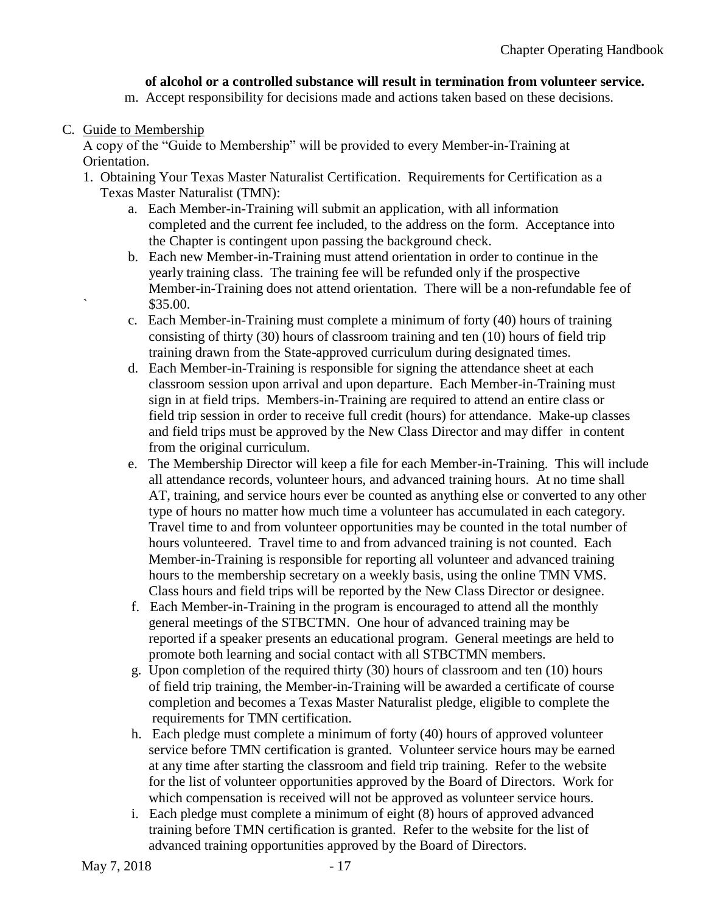**of alcohol or a controlled substance will result in termination from volunteer service.**

m. Accept responsibility for decisions made and actions taken based on these decisions.

C. Guide to Membership

A copy of the "Guide to Membership" will be provided to every Member-in-Training at Orientation.

1. Obtaining Your Texas Master Naturalist Certification. Requirements for Certification as a Texas Master Naturalist (TMN):

   a. Each Member-in-Training will submit an application, with all information completed and the current fee included, to the address on the form. Acceptance into the Chapter is contingent upon passing the background check.

   b. Each new Member-in-Training must attend orientation in order to continue in the yearly training class. The training fee will be refunded only if the prospective Member-in-Training does not attend orientation. There will be a non-refundable fee of \$35.00.

   c. Each Member-in-Training must complete a minimum of forty (40) hours of training consisting of thirty (30) hours of classroom training and ten (10) hours of field trip training drawn from the State-approved curriculum during designated times.

   d. Each Member-in-Training is responsible for signing the attendance sheet at each classroom session upon arrival and upon departure. Each Member-in-Training must sign in at field trips. Members-in-Training are required to attend an entire class or field trip session in order to receive full credit (hours) for attendance. Make-up classes and field trips must be approved by the New Class Director and may differ in content from the original curriculum.

   e. The Membership Director will keep a file for each Member-in-Training. This will include all attendance records, volunteer hours, and advanced training hours. At no time shall AT, training, and service hours ever be counted as anything else or converted to any other type of hours no matter how much time a volunteer has accumulated in each category. Travel time to and from volunteer opportunities may be counted in the total number of hours volunteered. Travel time to and from advanced training is not counted. Each Member-in-Training is responsible for reporting all volunteer and advanced training hours to the membership secretary on a weekly basis, using the online TMN VMS. Class hours and field trips will be reported by the New Class Director or designee.

   f. Each Member-in-Training in the program is encouraged to attend all the monthly general meetings of the STBCTMN. One hour of advanced training may be reported if a speaker presents an educational program. General meetings are held to promote both learning and social contact with all STBCTMN members.

   g. Upon completion of the required thirty (30) hours of classroom and ten (10) hours of field trip training, the Member-in-Training will be awarded a certificate of course completion and becomes a Texas Master Naturalist pledge, eligible to complete the requirements for TMN certification.

   h. Each pledge must complete a minimum of forty (40) hours of approved volunteer service before TMN certification is granted. Volunteer service hours may be earned at any time after starting the classroom and field trip training. Refer to the website for the list of volunteer opportunities approved by the Board of Directors. Work for which compensation is received will not be approved as volunteer service hours.

   i. Each pledge must complete a minimum of eight (8) hours of approved advanced training before TMN certification is granted. Refer to the website for the list of advanced training opportunities approved by the Board of Directors.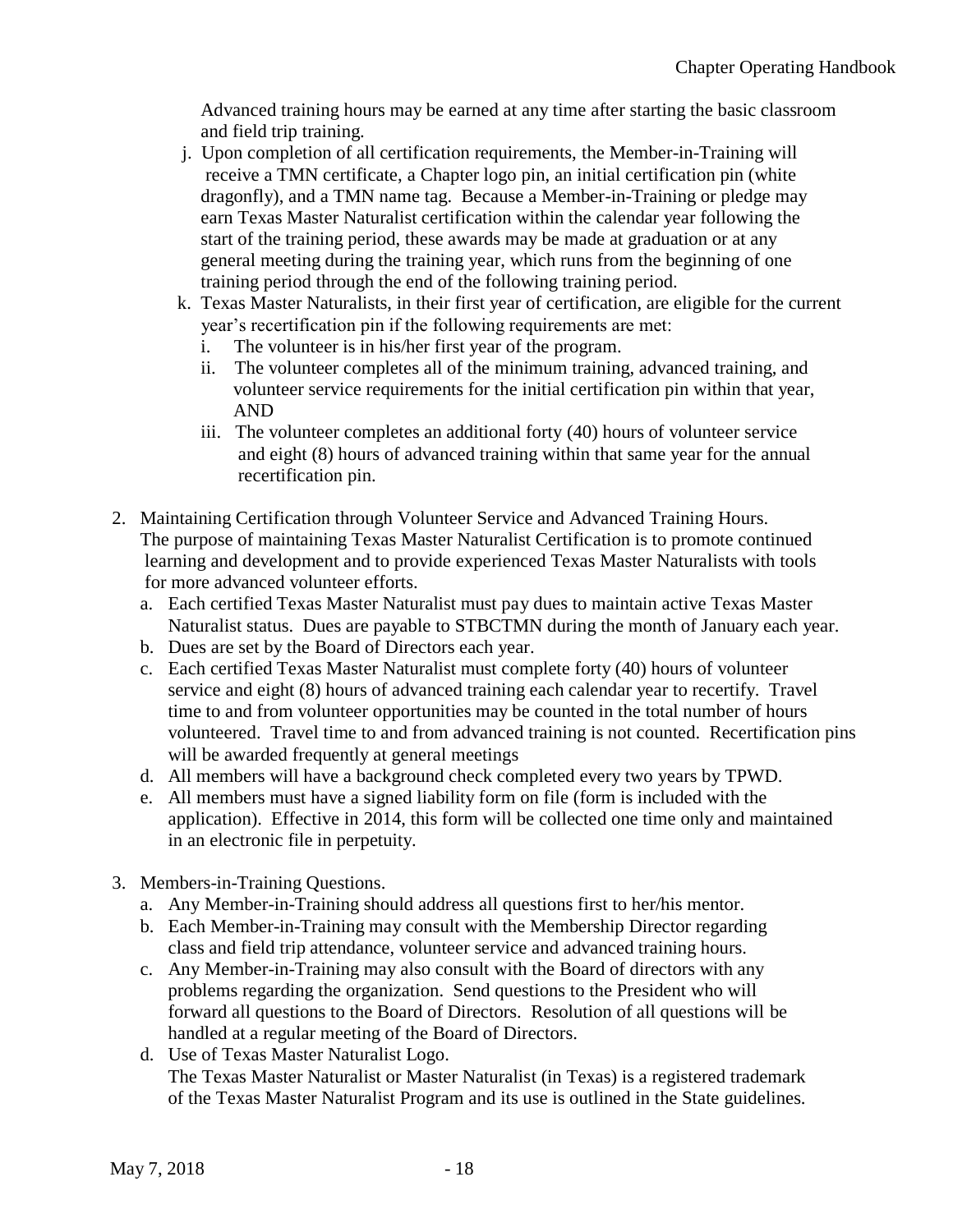Advanced training hours may be earned at any time after starting the basic classroom and field trip training.

j. Upon completion of all certification requirements, the Member-in-Training will receive a TMN certificate, a Chapter logo pin, an initial certification pin (white dragonfly), and a TMN name tag. Because a Member-in-Training or pledge may earn Texas Master Naturalist certification within the calendar year following the start of the training period, these awards may be made at graduation or at any general meeting during the training year, which runs from the beginning of one training period through the end of the following training period.

k. Texas Master Naturalists, in their first year of certification, are eligible for the current year's recertification pin if the following requirements are met:
   i. The volunteer is in his/her first year of the program.
   ii. The volunteer completes all of the minimum training, advanced training, and volunteer service requirements for the initial certification pin within that year, AND
   iii. The volunteer completes an additional forty (40) hours of volunteer service and eight (8) hours of advanced training within that same year for the annual recertification pin.

2. Maintaining Certification through Volunteer Service and Advanced Training Hours. The purpose of maintaining Texas Master Naturalist Certification is to promote continued learning and development and to provide experienced Texas Master Naturalists with tools for more advanced volunteer efforts.
   a. Each certified Texas Master Naturalist must pay dues to maintain active Texas Master Naturalist status. Dues are payable to STBCTMN during the month of January each year.
   b. Dues are set by the Board of Directors each year.
   c. Each certified Texas Master Naturalist must complete forty (40) hours of volunteer service and eight (8) hours of advanced training each calendar year to recertify. Travel time to and from volunteer opportunities may be counted in the total number of hours volunteered. Travel time to and from advanced training is not counted. Recertification pins will be awarded frequently at general meetings
   d. All members will have a background check completed every two years by TPWD.
   e. All members must have a signed liability form on file (form is included with the application). Effective in 2014, this form will be collected one time only and maintained in an electronic file in perpetuity.

3. Members-in-Training Questions.
   a. Any Member-in-Training should address all questions first to her/his mentor.
   b. Each Member-in-Training may consult with the Membership Director regarding class and field trip attendance, volunteer service and advanced training hours.
   c. Any Member-in-Training may also consult with the Board of directors with any problems regarding the organization. Send questions to the President who will forward all questions to the Board of Directors. Resolution of all questions will be handled at a regular meeting of the Board of Directors.
   d. Use of Texas Master Naturalist Logo.
      The Texas Master Naturalist or Master Naturalist (in Texas) is a registered trademark of the Texas Master Naturalist Program and its use is outlined in the State guidelines.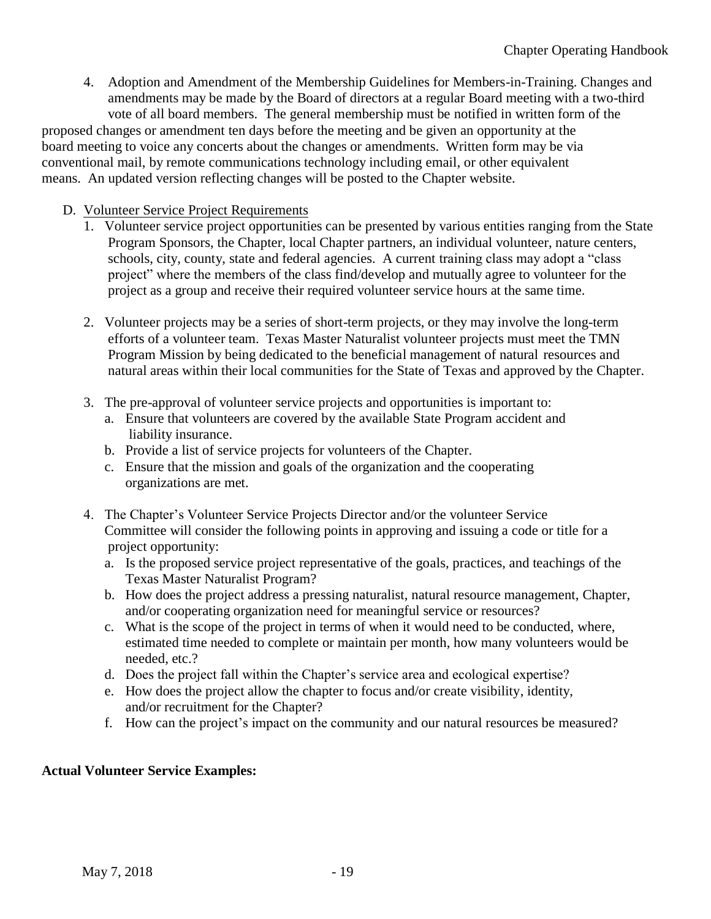4. Adoption and Amendment of the Membership Guidelines for Members-in-Training. Changes and amendments may be made by the Board of directors at a regular Board meeting with a two-third vote of all board members. The general membership must be notified in written form of the proposed changes or amendment ten days before the meeting and be given an opportunity at the board meeting to voice any concerts about the changes or amendments. Written form may be via conventional mail, by remote communications technology including email, or other equivalent means. An updated version reflecting changes will be posted to the Chapter website.

D. Volunteer Service Project Requirements

1. Volunteer service project opportunities can be presented by various entities ranging from the State Program Sponsors, the Chapter, local Chapter partners, an individual volunteer, nature centers, schools, city, county, state and federal agencies. A current training class may adopt a "class project" where the members of the class find/develop and mutually agree to volunteer for the project as a group and receive their required volunteer service hours at the same time.

2. Volunteer projects may be a series of short-term projects, or they may involve the long-term efforts of a volunteer team. Texas Master Naturalist volunteer projects must meet the TMN Program Mission by being dedicated to the beneficial management of natural resources and natural areas within their local communities for the State of Texas and approved by the Chapter.

3. The pre-approval of volunteer service projects and opportunities is important to:
   a. Ensure that volunteers are covered by the available State Program accident and liability insurance.
   b. Provide a list of service projects for volunteers of the Chapter.
   c. Ensure that the mission and goals of the organization and the cooperating organizations are met.

4. The Chapter's Volunteer Service Projects Director and/or the volunteer Service Committee will consider the following points in approving and issuing a code or title for a project opportunity:
   a. Is the proposed service project representative of the goals, practices, and teachings of the Texas Master Naturalist Program?
   b. How does the project address a pressing naturalist, natural resource management, Chapter, and/or cooperating organization need for meaningful service or resources?
   c. What is the scope of the project in terms of when it would need to be conducted, where, estimated time needed to complete or maintain per month, how many volunteers would be needed, etc.?
   d. Does the project fall within the Chapter's service area and ecological expertise?
   e. How does the project allow the chapter to focus and/or create visibility, identity, and/or recruitment for the Chapter?
   f. How can the project's impact on the community and our natural resources be measured?

**Actual Volunteer Service Examples:**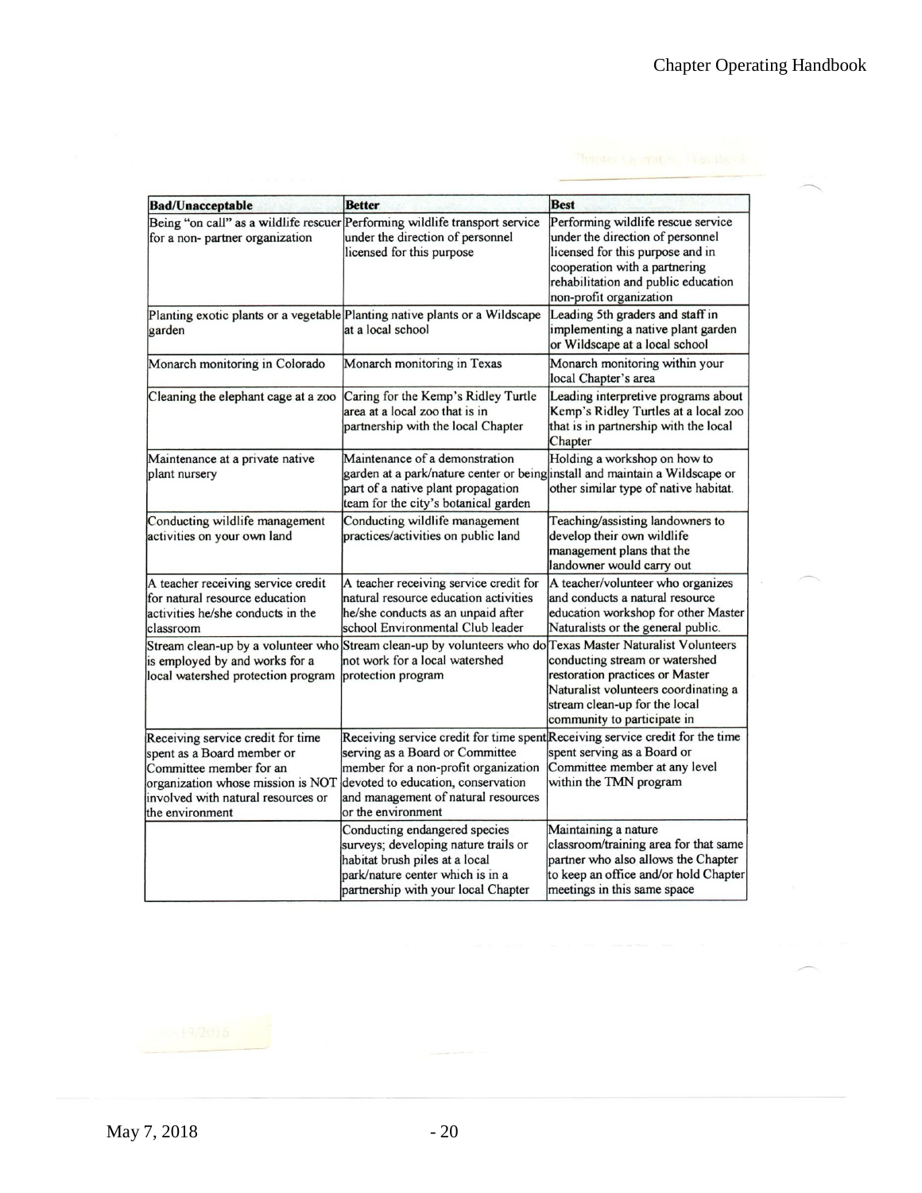| Bad/Unacceptable | Better | Best |
|---|---|---|
| Being "on call" as a wildlife rescuer for a non- partner organization | Performing wildlife transport service under the direction of personnel licensed for this purpose | Performing wildlife rescue service under the direction of personnel licensed for this purpose and in cooperation with a partnering rehabilitation and public education non-profit organization |
| Planting exotic plants or a vegetable garden | Planting native plants or a Wildscape at a local school | Leading 5th graders and staff in implementing a native plant garden or Wildscape at a local school |
| Monarch monitoring in Colorado | Monarch monitoring in Texas | Monarch monitoring within your local Chapter's area |
| Cleaning the elephant cage at a zoo | Caring for the Kemp's Ridley Turtle area at a local zoo that is in partnership with the local Chapter | Leading interpretive programs about Kemp's Ridley Turtles at a local zoo that is in partnership with the local Chapter |
| Maintenance at a private native plant nursery | Maintenance of a demonstration garden at a park/nature center or being part of a native plant propagation team for the city's botanical garden | Holding a workshop on how to install and maintain a Wildscape or other similar type of native habitat. |
| Conducting wildlife management activities on your own land | Conducting wildlife management practices/activities on public land | Teaching/assisting landowners to develop their own wildlife management plans that the landowner would carry out |
| A teacher receiving service credit for natural resource education activities he/she conducts in the classroom | A teacher receiving service credit for natural resource education activities he/she conducts as an unpaid after school Environmental Club leader | A teacher/volunteer who organizes and conducts a natural resource education workshop for other Master Naturalists or the general public. |
| Stream clean-up by a volunteer who is employed by and works for a local watershed protection program | Stream clean-up by volunteers who do not work for a local watershed protection program | Texas Master Naturalist Volunteers conducting stream or watershed restoration practices or Master Naturalist volunteers coordinating a stream clean-up for the local community to participate in |
| Receiving service credit for time spent as a Board member or Committee member for an organization whose mission is NOT involved with natural resources or the environment | Receiving service credit for time spent serving as a Board or Committee member for a non-profit organization devoted to education, conservation and management of natural resources or the environment | Receiving service credit for the time spent serving as a Board or Committee member at any level within the TMN program |
| | Conducting endangered species surveys; developing nature trails or habitat brush piles at a local park/nature center which is in a partnership with your local Chapter | Maintaining a nature classroom/training area for that same partner who also allows the Chapter to keep an office and/or hold Chapter meetings in this same space |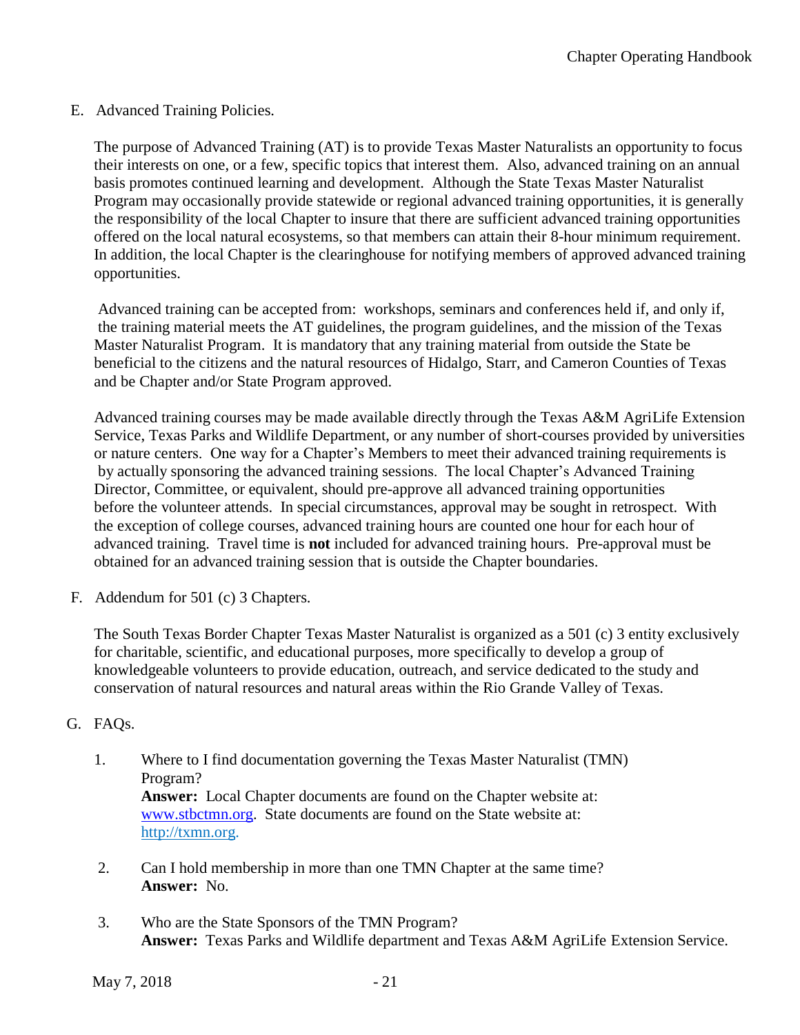E. Advanced Training Policies.

The purpose of Advanced Training (AT) is to provide Texas Master Naturalists an opportunity to focus their interests on one, or a few, specific topics that interest them. Also, advanced training on an annual basis promotes continued learning and development. Although the State Texas Master Naturalist Program may occasionally provide statewide or regional advanced training opportunities, it is generally the responsibility of the local Chapter to insure that there are sufficient advanced training opportunities offered on the local natural ecosystems, so that members can attain their 8-hour minimum requirement. In addition, the local Chapter is the clearinghouse for notifying members of approved advanced training opportunities.

Advanced training can be accepted from: workshops, seminars and conferences held if, and only if, the training material meets the AT guidelines, the program guidelines, and the mission of the Texas Master Naturalist Program. It is mandatory that any training material from outside the State be beneficial to the citizens and the natural resources of Hidalgo, Starr, and Cameron Counties of Texas and be Chapter and/or State Program approved.

Advanced training courses may be made available directly through the Texas A&M AgriLife Extension Service, Texas Parks and Wildlife Department, or any number of short-courses provided by universities or nature centers. One way for a Chapter's Members to meet their advanced training requirements is by actually sponsoring the advanced training sessions. The local Chapter's Advanced Training Director, Committee, or equivalent, should pre-approve all advanced training opportunities before the volunteer attends. In special circumstances, approval may be sought in retrospect. With the exception of college courses, advanced training hours are counted one hour for each hour of advanced training. Travel time is **not** included for advanced training hours. Pre-approval must be obtained for an advanced training session that is outside the Chapter boundaries.

F. Addendum for 501 (c) 3 Chapters.

The South Texas Border Chapter Texas Master Naturalist is organized as a 501 (c) 3 entity exclusively for charitable, scientific, and educational purposes, more specifically to develop a group of knowledgeable volunteers to provide education, outreach, and service dedicated to the study and conservation of natural resources and natural areas within the Rio Grande Valley of Texas.

G. FAQs.

1. Where to I find documentation governing the Texas Master Naturalist (TMN) Program?
   **Answer:** Local Chapter documents are found on the Chapter website at: www.stbctmn.org. State documents are found on the State website at: http://txmn.org.

2. Can I hold membership in more than one TMN Chapter at the same time?
   **Answer:** No.

3. Who are the State Sponsors of the TMN Program?
   **Answer:** Texas Parks and Wildlife department and Texas A&M AgriLife Extension Service.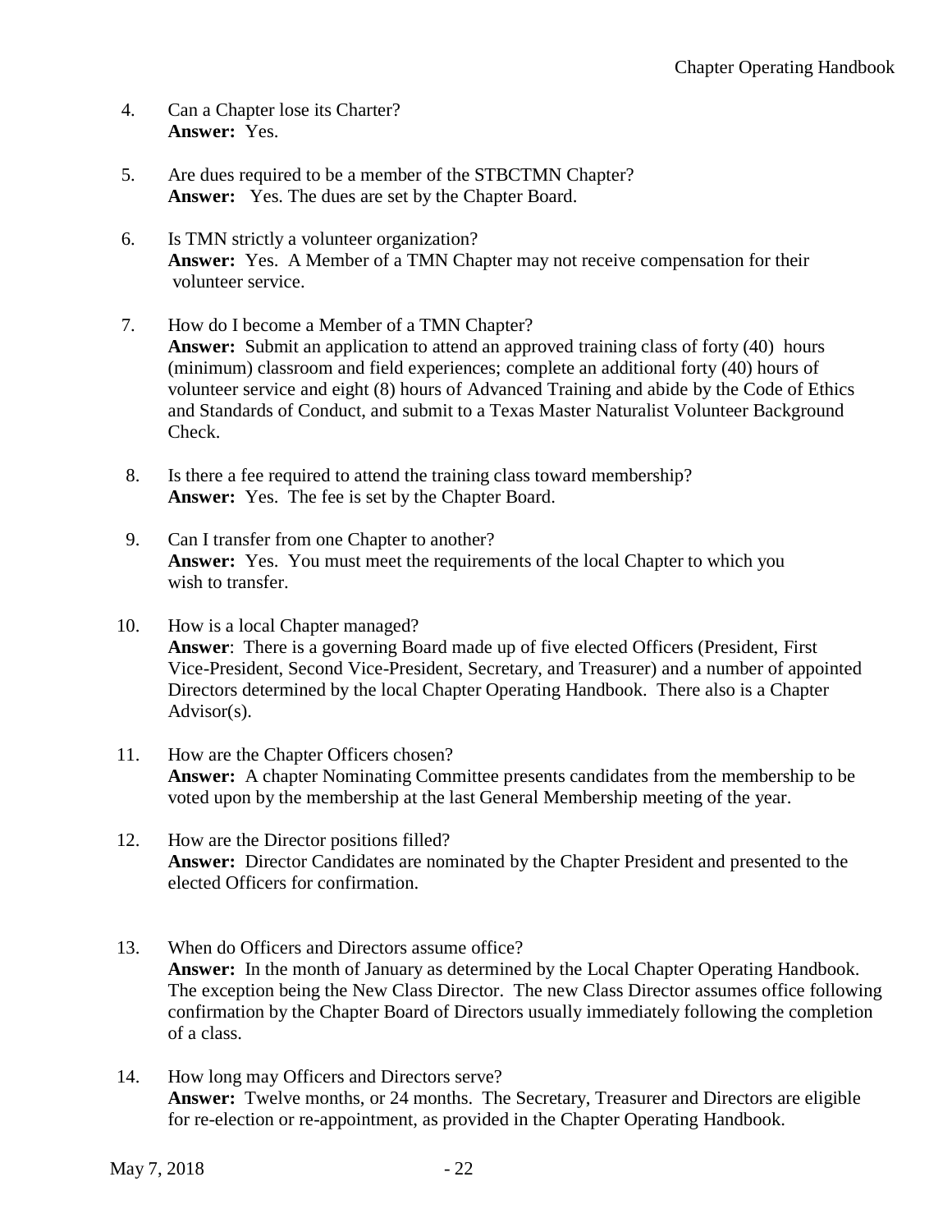4. Can a Chapter lose its Charter?
   **Answer:** Yes.

5. Are dues required to be a member of the STBCTMN Chapter?
   **Answer:** Yes. The dues are set by the Chapter Board.

6. Is TMN strictly a volunteer organization?
   **Answer:** Yes. A Member of a TMN Chapter may not receive compensation for their volunteer service.

7. How do I become a Member of a TMN Chapter?
   **Answer:** Submit an application to attend an approved training class of forty (40) hours (minimum) classroom and field experiences; complete an additional forty (40) hours of volunteer service and eight (8) hours of Advanced Training and abide by the Code of Ethics and Standards of Conduct, and submit to a Texas Master Naturalist Volunteer Background Check.

8. Is there a fee required to attend the training class toward membership?
   **Answer:** Yes. The fee is set by the Chapter Board.

9. Can I transfer from one Chapter to another?
   **Answer:** Yes. You must meet the requirements of the local Chapter to which you wish to transfer.

10. How is a local Chapter managed?
    **Answer**: There is a governing Board made up of five elected Officers (President, First Vice-President, Second Vice-President, Secretary, and Treasurer) and a number of appointed Directors determined by the local Chapter Operating Handbook. There also is a Chapter Advisor(s).

11. How are the Chapter Officers chosen?
    **Answer:** A chapter Nominating Committee presents candidates from the membership to be voted upon by the membership at the last General Membership meeting of the year.

12. How are the Director positions filled?
    **Answer:** Director Candidates are nominated by the Chapter President and presented to the elected Officers for confirmation.

13. When do Officers and Directors assume office?
    **Answer:** In the month of January as determined by the Local Chapter Operating Handbook. The exception being the New Class Director. The new Class Director assumes office following confirmation by the Chapter Board of Directors usually immediately following the completion of a class.

14. How long may Officers and Directors serve?
    **Answer:** Twelve months, or 24 months. The Secretary, Treasurer and Directors are eligible for re-election or re-appointment, as provided in the Chapter Operating Handbook.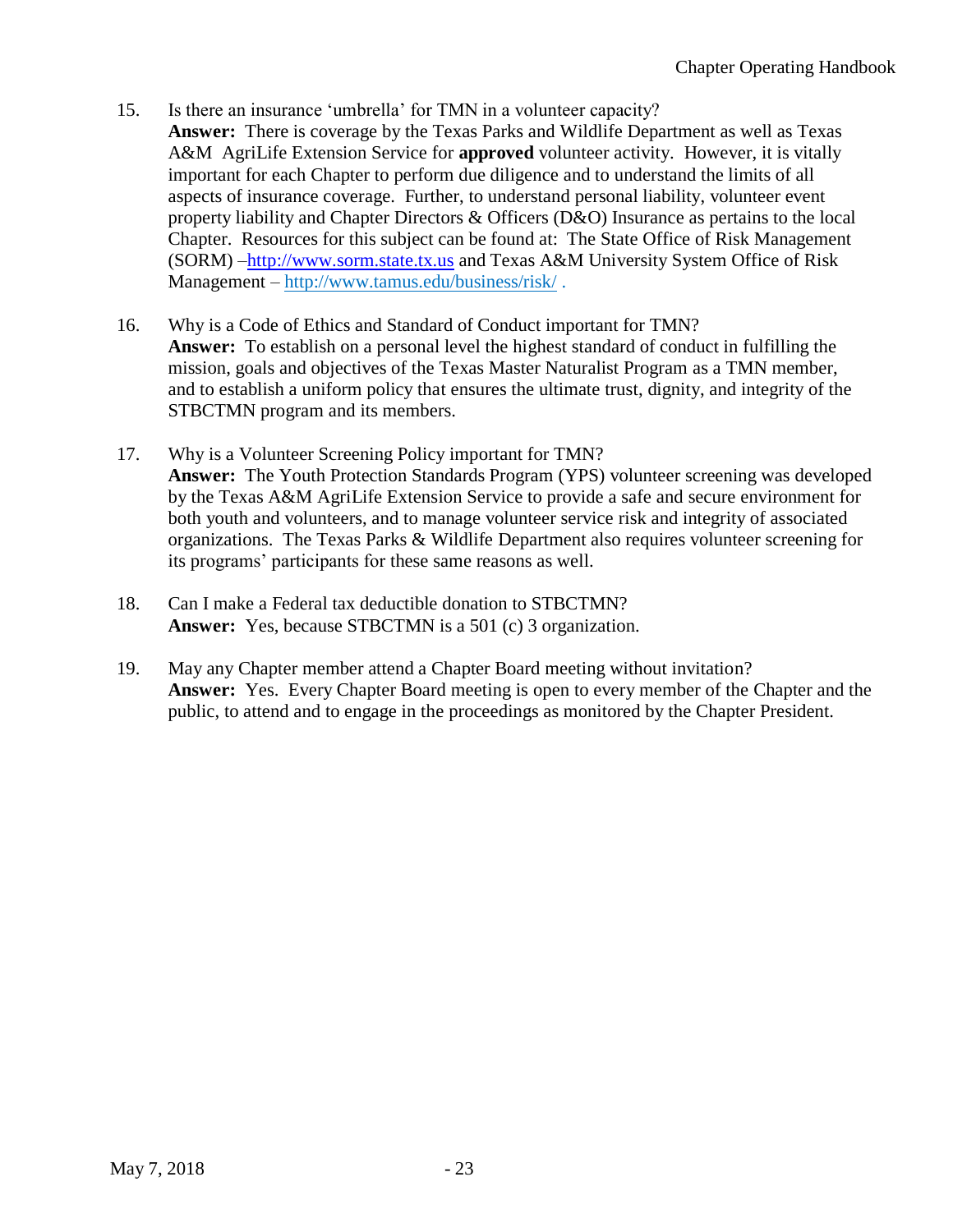15. Is there an insurance ‘umbrella’ for TMN in a volunteer capacity?
    **Answer:** There is coverage by the Texas Parks and Wildlife Department as well as Texas A&M AgriLife Extension Service for **approved** volunteer activity. However, it is vitally important for each Chapter to perform due diligence and to understand the limits of all aspects of insurance coverage. Further, to understand personal liability, volunteer event property liability and Chapter Directors & Officers (D&O) Insurance as pertains to the local Chapter. Resources for this subject can be found at: The State Office of Risk Management (SORM) –http://www.sorm.state.tx.us and Texas A&M University System Office of Risk Management – http://www.tamus.edu/business/risk/ .

16. Why is a Code of Ethics and Standard of Conduct important for TMN?
    **Answer:** To establish on a personal level the highest standard of conduct in fulfilling the mission, goals and objectives of the Texas Master Naturalist Program as a TMN member, and to establish a uniform policy that ensures the ultimate trust, dignity, and integrity of the STBCTMN program and its members.

17. Why is a Volunteer Screening Policy important for TMN?
    **Answer:** The Youth Protection Standards Program (YPS) volunteer screening was developed by the Texas A&M AgriLife Extension Service to provide a safe and secure environment for both youth and volunteers, and to manage volunteer service risk and integrity of associated organizations. The Texas Parks & Wildlife Department also requires volunteer screening for its programs’ participants for these same reasons as well.

18. Can I make a Federal tax deductible donation to STBCTMN?
    **Answer:** Yes, because STBCTMN is a 501 (c) 3 organization.

19. May any Chapter member attend a Chapter Board meeting without invitation?
    **Answer:** Yes. Every Chapter Board meeting is open to every member of the Chapter and the public, to attend and to engage in the proceedings as monitored by the Chapter President.